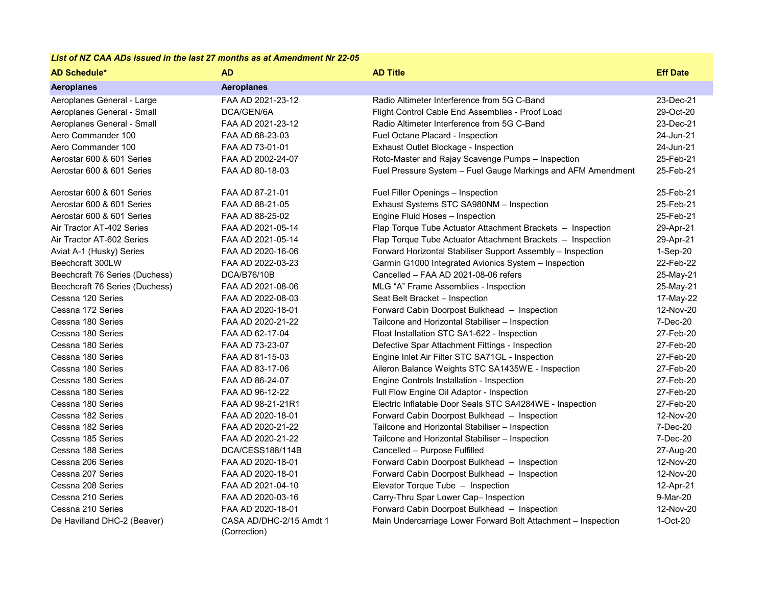*List of NZ CAA ADs issued in the last 27 months as at Amendment Nr 22-05*

| AD Schedule* | AD | AD Title | Eff Date |
|---|---|---|---|
| **Aeroplanes** | **Aeroplanes** | | |
| Aeroplanes General - Large | FAA AD 2021-23-12 | Radio Altimeter Interference from 5G C-Band | 23-Dec-21 |
| Aeroplanes General - Small | DCA/GEN/6A | Flight Control Cable End Assemblies - Proof Load | 29-Oct-20 |
| Aeroplanes General - Small | FAA AD 2021-23-12 | Radio Altimeter Interference from 5G C-Band | 23-Dec-21 |
| Aero Commander 100 | FAA AD 68-23-03 | Fuel Octane Placard - Inspection | 24-Jun-21 |
| Aero Commander 100 | FAA AD 73-01-01 | Exhaust Outlet Blockage - Inspection | 24-Jun-21 |
| Aerostar 600 & 601 Series | FAA AD 2002-24-07 | Roto-Master and Rajay Scavenge Pumps – Inspection | 25-Feb-21 |
| Aerostar 600 & 601 Series | FAA AD 80-18-03 | Fuel Pressure System – Fuel Gauge Markings and AFM Amendment | 25-Feb-21 |
| Aerostar 600 & 601 Series | FAA AD 87-21-01 | Fuel Filler Openings – Inspection | 25-Feb-21 |
| Aerostar 600 & 601 Series | FAA AD 88-21-05 | Exhaust Systems STC SA980NM – Inspection | 25-Feb-21 |
| Aerostar 600 & 601 Series | FAA AD 88-25-02 | Engine Fluid Hoses – Inspection | 25-Feb-21 |
| Air Tractor AT-402 Series | FAA AD 2021-05-14 | Flap Torque Tube Actuator Attachment Brackets – Inspection | 29-Apr-21 |
| Air Tractor AT-602 Series | FAA AD 2021-05-14 | Flap Torque Tube Actuator Attachment Brackets – Inspection | 29-Apr-21 |
| Aviat A-1 (Husky) Series | FAA AD 2020-16-06 | Forward Horizontal Stabiliser Support Assembly – Inspection | 1-Sep-20 |
| Beechcraft 300LW | FAA AD 2022-03-23 | Garmin G1000 Integrated Avionics System – Inspection | 22-Feb-22 |
| Beechcraft 76 Series (Duchess) | DCA/B76/10B | Cancelled – FAA AD 2021-08-06 refers | 25-May-21 |
| Beechcraft 76 Series (Duchess) | FAA AD 2021-08-06 | MLG “A” Frame Assemblies - Inspection | 25-May-21 |
| Cessna 120 Series | FAA AD 2022-08-03 | Seat Belt Bracket – Inspection | 17-May-22 |
| Cessna 172 Series | FAA AD 2020-18-01 | Forward Cabin Doorpost Bulkhead – Inspection | 12-Nov-20 |
| Cessna 180 Series | FAA AD 2020-21-22 | Tailcone and Horizontal Stabiliser – Inspection | 7-Dec-20 |
| Cessna 180 Series | FAA AD 62-17-04 | Float Installation STC SA1-622 - Inspection | 27-Feb-20 |
| Cessna 180 Series | FAA AD 73-23-07 | Defective Spar Attachment Fittings - Inspection | 27-Feb-20 |
| Cessna 180 Series | FAA AD 81-15-03 | Engine Inlet Air Filter STC SA71GL - Inspection | 27-Feb-20 |
| Cessna 180 Series | FAA AD 83-17-06 | Aileron Balance Weights STC SA1435WE - Inspection | 27-Feb-20 |
| Cessna 180 Series | FAA AD 86-24-07 | Engine Controls Installation - Inspection | 27-Feb-20 |
| Cessna 180 Series | FAA AD 96-12-22 | Full Flow Engine Oil Adaptor - Inspection | 27-Feb-20 |
| Cessna 180 Series | FAA AD 98-21-21R1 | Electric Inflatable Door Seals STC SA4284WE - Inspection | 27-Feb-20 |
| Cessna 182 Series | FAA AD 2020-18-01 | Forward Cabin Doorpost Bulkhead – Inspection | 12-Nov-20 |
| Cessna 182 Series | FAA AD 2020-21-22 | Tailcone and Horizontal Stabiliser – Inspection | 7-Dec-20 |
| Cessna 185 Series | FAA AD 2020-21-22 | Tailcone and Horizontal Stabiliser – Inspection | 7-Dec-20 |
| Cessna 188 Series | DCA/CESS188/114B | Cancelled – Purpose Fulfilled | 27-Aug-20 |
| Cessna 206 Series | FAA AD 2020-18-01 | Forward Cabin Doorpost Bulkhead – Inspection | 12-Nov-20 |
| Cessna 207 Series | FAA AD 2020-18-01 | Forward Cabin Doorpost Bulkhead – Inspection | 12-Nov-20 |
| Cessna 208 Series | FAA AD 2021-04-10 | Elevator Torque Tube – Inspection | 12-Apr-21 |
| Cessna 210 Series | FAA AD 2020-03-16 | Carry-Thru Spar Lower Cap– Inspection | 9-Mar-20 |
| Cessna 210 Series | FAA AD 2020-18-01 | Forward Cabin Doorpost Bulkhead – Inspection | 12-Nov-20 |
| De Havilland DHC-2 (Beaver) | CASA AD/DHC-2/15 Amdt 1 (Correction) | Main Undercarriage Lower Forward Bolt Attachment – Inspection | 1-Oct-20 |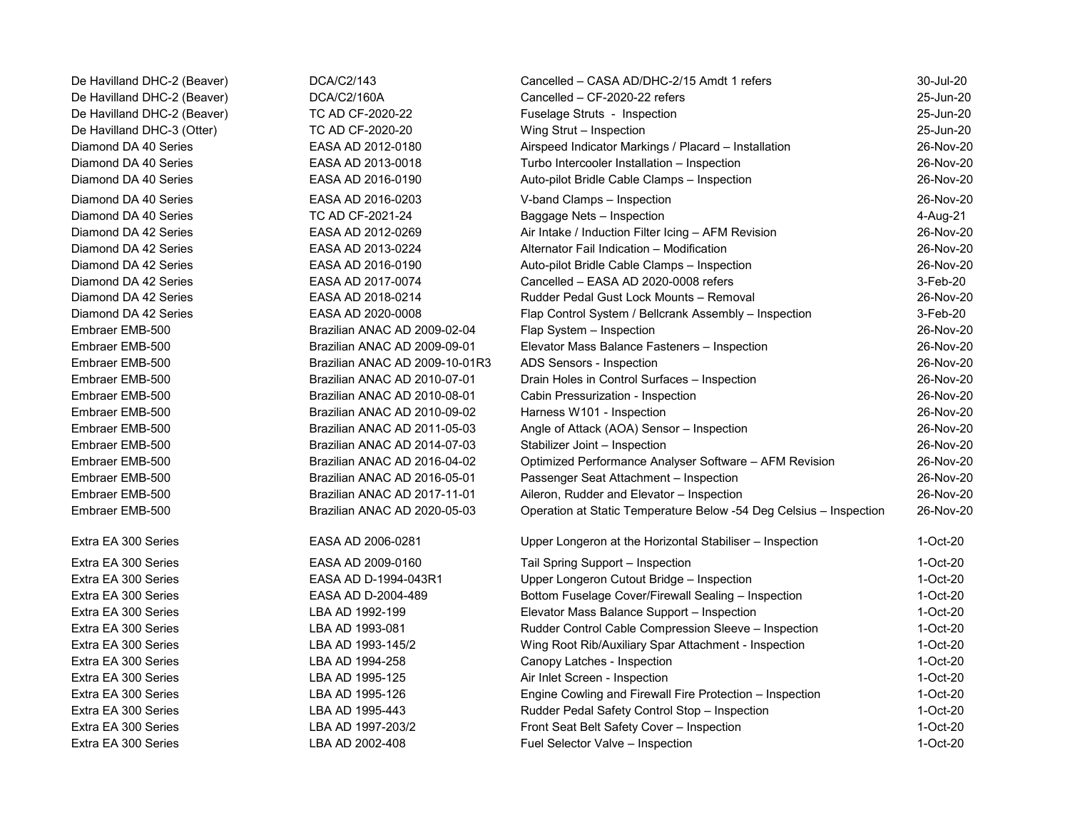| | | | |
|---|---|---|---|
| De Havilland DHC-2 (Beaver) | DCA/C2/143 | Cancelled – CASA AD/DHC-2/15 Amdt 1 refers | 30-Jul-20 |
| De Havilland DHC-2 (Beaver) | DCA/C2/160A | Cancelled – CF-2020-22 refers | 25-Jun-20 |
| De Havilland DHC-2 (Beaver) | TC AD CF-2020-22 | Fuselage Struts - Inspection | 25-Jun-20 |
| De Havilland DHC-3 (Otter) | TC AD CF-2020-20 | Wing Strut – Inspection | 25-Jun-20 |
| Diamond DA 40 Series | EASA AD 2012-0180 | Airspeed Indicator Markings / Placard – Installation | 26-Nov-20 |
| Diamond DA 40 Series | EASA AD 2013-0018 | Turbo Intercooler Installation – Inspection | 26-Nov-20 |
| Diamond DA 40 Series | EASA AD 2016-0190 | Auto-pilot Bridle Cable Clamps – Inspection | 26-Nov-20 |
| Diamond DA 40 Series | EASA AD 2016-0203 | V-band Clamps – Inspection | 26-Nov-20 |
| Diamond DA 40 Series | TC AD CF-2021-24 | Baggage Nets – Inspection | 4-Aug-21 |
| Diamond DA 42 Series | EASA AD 2012-0269 | Air Intake / Induction Filter Icing – AFM Revision | 26-Nov-20 |
| Diamond DA 42 Series | EASA AD 2013-0224 | Alternator Fail Indication – Modification | 26-Nov-20 |
| Diamond DA 42 Series | EASA AD 2016-0190 | Auto-pilot Bridle Cable Clamps – Inspection | 26-Nov-20 |
| Diamond DA 42 Series | EASA AD 2017-0074 | Cancelled – EASA AD 2020-0008 refers | 3-Feb-20 |
| Diamond DA 42 Series | EASA AD 2018-0214 | Rudder Pedal Gust Lock Mounts – Removal | 26-Nov-20 |
| Diamond DA 42 Series | EASA AD 2020-0008 | Flap Control System / Bellcrank Assembly – Inspection | 3-Feb-20 |
| Embraer EMB-500 | Brazilian ANAC AD 2009-02-04 | Flap System – Inspection | 26-Nov-20 |
| Embraer EMB-500 | Brazilian ANAC AD 2009-09-01 | Elevator Mass Balance Fasteners – Inspection | 26-Nov-20 |
| Embraer EMB-500 | Brazilian ANAC AD 2009-10-01R3 | ADS Sensors - Inspection | 26-Nov-20 |
| Embraer EMB-500 | Brazilian ANAC AD 2010-07-01 | Drain Holes in Control Surfaces – Inspection | 26-Nov-20 |
| Embraer EMB-500 | Brazilian ANAC AD 2010-08-01 | Cabin Pressurization - Inspection | 26-Nov-20 |
| Embraer EMB-500 | Brazilian ANAC AD 2010-09-02 | Harness W101 - Inspection | 26-Nov-20 |
| Embraer EMB-500 | Brazilian ANAC AD 2011-05-03 | Angle of Attack (AOA) Sensor – Inspection | 26-Nov-20 |
| Embraer EMB-500 | Brazilian ANAC AD 2014-07-03 | Stabilizer Joint – Inspection | 26-Nov-20 |
| Embraer EMB-500 | Brazilian ANAC AD 2016-04-02 | Optimized Performance Analyser Software – AFM Revision | 26-Nov-20 |
| Embraer EMB-500 | Brazilian ANAC AD 2016-05-01 | Passenger Seat Attachment – Inspection | 26-Nov-20 |
| Embraer EMB-500 | Brazilian ANAC AD 2017-11-01 | Aileron, Rudder and Elevator – Inspection | 26-Nov-20 |
| Embraer EMB-500 | Brazilian ANAC AD 2020-05-03 | Operation at Static Temperature Below -54 Deg Celsius – Inspection | 26-Nov-20 |
| Extra EA 300 Series | EASA AD 2006-0281 | Upper Longeron at the Horizontal Stabiliser – Inspection | 1-Oct-20 |
| Extra EA 300 Series | EASA AD 2009-0160 | Tail Spring Support – Inspection | 1-Oct-20 |
| Extra EA 300 Series | EASA AD D-1994-043R1 | Upper Longeron Cutout Bridge – Inspection | 1-Oct-20 |
| Extra EA 300 Series | EASA AD D-2004-489 | Bottom Fuselage Cover/Firewall Sealing – Inspection | 1-Oct-20 |
| Extra EA 300 Series | LBA AD 1992-199 | Elevator Mass Balance Support – Inspection | 1-Oct-20 |
| Extra EA 300 Series | LBA AD 1993-081 | Rudder Control Cable Compression Sleeve – Inspection | 1-Oct-20 |
| Extra EA 300 Series | LBA AD 1993-145/2 | Wing Root Rib/Auxiliary Spar Attachment - Inspection | 1-Oct-20 |
| Extra EA 300 Series | LBA AD 1994-258 | Canopy Latches - Inspection | 1-Oct-20 |
| Extra EA 300 Series | LBA AD 1995-125 | Air Inlet Screen - Inspection | 1-Oct-20 |
| Extra EA 300 Series | LBA AD 1995-126 | Engine Cowling and Firewall Fire Protection – Inspection | 1-Oct-20 |
| Extra EA 300 Series | LBA AD 1995-443 | Rudder Pedal Safety Control Stop – Inspection | 1-Oct-20 |
| Extra EA 300 Series | LBA AD 1997-203/2 | Front Seat Belt Safety Cover – Inspection | 1-Oct-20 |
| Extra EA 300 Series | LBA AD 2002-408 | Fuel Selector Valve – Inspection | 1-Oct-20 |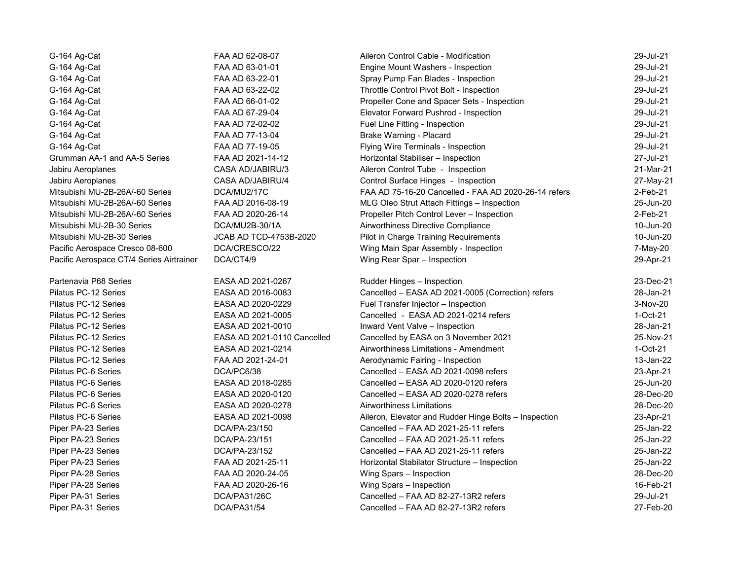| | | | |
|---|---|---|---|
| G-164 Ag-Cat | FAA AD 62-08-07 | Aileron Control Cable - Modification | 29-Jul-21 |
| G-164 Ag-Cat | FAA AD 63-01-01 | Engine Mount Washers - Inspection | 29-Jul-21 |
| G-164 Ag-Cat | FAA AD 63-22-01 | Spray Pump Fan Blades - Inspection | 29-Jul-21 |
| G-164 Ag-Cat | FAA AD 63-22-02 | Throttle Control Pivot Bolt - Inspection | 29-Jul-21 |
| G-164 Ag-Cat | FAA AD 66-01-02 | Propeller Cone and Spacer Sets - Inspection | 29-Jul-21 |
| G-164 Ag-Cat | FAA AD 67-29-04 | Elevator Forward Pushrod - Inspection | 29-Jul-21 |
| G-164 Ag-Cat | FAA AD 72-02-02 | Fuel Line Fitting - Inspection | 29-Jul-21 |
| G-164 Ag-Cat | FAA AD 77-13-04 | Brake Warning - Placard | 29-Jul-21 |
| G-164 Ag-Cat | FAA AD 77-19-05 | Flying Wire Terminals - Inspection | 29-Jul-21 |
| Grumman AA-1 and AA-5 Series | FAA AD 2021-14-12 | Horizontal Stabiliser – Inspection | 27-Jul-21 |
| Jabiru Aeroplanes | CASA AD/JABIRU/3 | Aileron Control Tube - Inspection | 21-Mar-21 |
| Jabiru Aeroplanes | CASA AD/JABIRU/4 | Control Surface Hinges - Inspection | 27-May-21 |
| Mitsubishi MU-2B-26A/-60 Series | DCA/MU2/17C | FAA AD 75-16-20 Cancelled - FAA AD 2020-26-14 refers | 2-Feb-21 |
| Mitsubishi MU-2B-26A/-60 Series | FAA AD 2016-08-19 | MLG Oleo Strut Attach Fittings – Inspection | 25-Jun-20 |
| Mitsubishi MU-2B-26A/-60 Series | FAA AD 2020-26-14 | Propeller Pitch Control Lever – Inspection | 2-Feb-21 |
| Mitsubishi MU-2B-30 Series | DCA/MU2B-30/1A | Airworthiness Directive Compliance | 10-Jun-20 |
| Mitsubishi MU-2B-30 Series | JCAB AD TCD-4753B-2020 | Pilot in Charge Training Requirements | 10-Jun-20 |
| Pacific Aerospace Cresco 08-600 | DCA/CRESCO/22 | Wing Main Spar Assembly - Inspection | 7-May-20 |
| Pacific Aerospace CT/4 Series Airtrainer | DCA/CT4/9 | Wing Rear Spar – Inspection | 29-Apr-21 |
| Partenavia P68 Series | EASA AD 2021-0267 | Rudder Hinges – Inspection | 23-Dec-21 |
| Pilatus PC-12 Series | EASA AD 2016-0083 | Cancelled – EASA AD 2021-0005 (Correction) refers | 28-Jan-21 |
| Pilatus PC-12 Series | EASA AD 2020-0229 | Fuel Transfer Injector – Inspection | 3-Nov-20 |
| Pilatus PC-12 Series | EASA AD 2021-0005 | Cancelled - EASA AD 2021-0214 refers | 1-Oct-21 |
| Pilatus PC-12 Series | EASA AD 2021-0010 | Inward Vent Valve – Inspection | 28-Jan-21 |
| Pilatus PC-12 Series | EASA AD 2021-0110 Cancelled | Cancelled by EASA on 3 November 2021 | 25-Nov-21 |
| Pilatus PC-12 Series | EASA AD 2021-0214 | Airworthiness Limitations - Amendment | 1-Oct-21 |
| Pilatus PC-12 Series | FAA AD 2021-24-01 | Aerodynamic Fairing - Inspection | 13-Jan-22 |
| Pilatus PC-6 Series | DCA/PC6/38 | Cancelled – EASA AD 2021-0098 refers | 23-Apr-21 |
| Pilatus PC-6 Series | EASA AD 2018-0285 | Cancelled – EASA AD 2020-0120 refers | 25-Jun-20 |
| Pilatus PC-6 Series | EASA AD 2020-0120 | Cancelled – EASA AD 2020-0278 refers | 28-Dec-20 |
| Pilatus PC-6 Series | EASA AD 2020-0278 | Airworthiness Limitations | 28-Dec-20 |
| Pilatus PC-6 Series | EASA AD 2021-0098 | Aileron, Elevator and Rudder Hinge Bolts – Inspection | 23-Apr-21 |
| Piper PA-23 Series | DCA/PA-23/150 | Cancelled – FAA AD 2021-25-11 refers | 25-Jan-22 |
| Piper PA-23 Series | DCA/PA-23/151 | Cancelled – FAA AD 2021-25-11 refers | 25-Jan-22 |
| Piper PA-23 Series | DCA/PA-23/152 | Cancelled – FAA AD 2021-25-11 refers | 25-Jan-22 |
| Piper PA-23 Series | FAA AD 2021-25-11 | Horizontal Stabilator Structure – Inspection | 25-Jan-22 |
| Piper PA-28 Series | FAA AD 2020-24-05 | Wing Spars – Inspection | 28-Dec-20 |
| Piper PA-28 Series | FAA AD 2020-26-16 | Wing Spars – Inspection | 16-Feb-21 |
| Piper PA-31 Series | DCA/PA31/26C | Cancelled – FAA AD 82-27-13R2 refers | 29-Jul-21 |
| Piper PA-31 Series | DCA/PA31/54 | Cancelled – FAA AD 82-27-13R2 refers | 27-Feb-20 |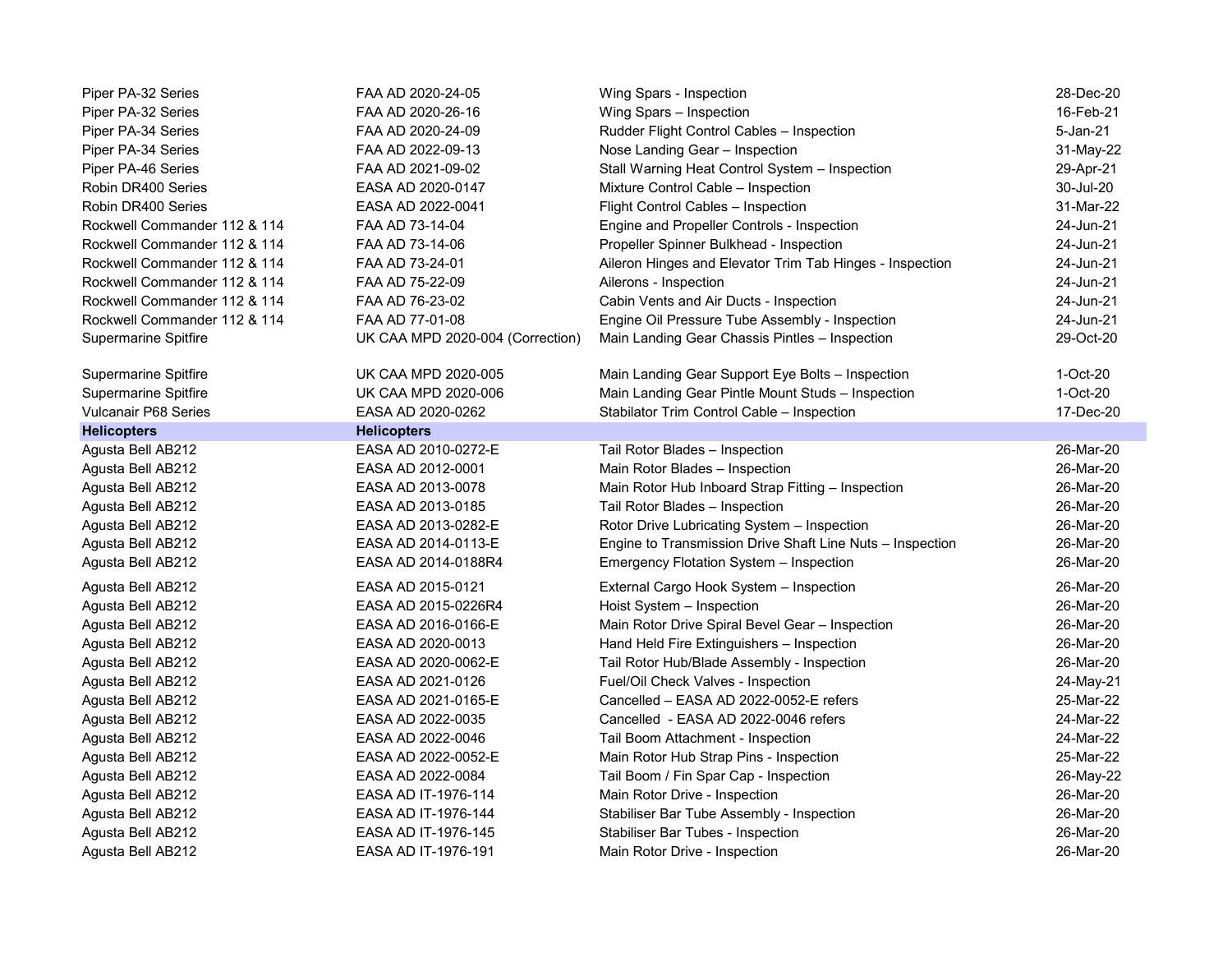| | | | |
|---|---|---|---|
| Piper PA-32 Series | FAA AD 2020-24-05 | Wing Spars - Inspection | 28-Dec-20 |
| Piper PA-32 Series | FAA AD 2020-26-16 | Wing Spars – Inspection | 16-Feb-21 |
| Piper PA-34 Series | FAA AD 2020-24-09 | Rudder Flight Control Cables – Inspection | 5-Jan-21 |
| Piper PA-34 Series | FAA AD 2022-09-13 | Nose Landing Gear – Inspection | 31-May-22 |
| Piper PA-46 Series | FAA AD 2021-09-02 | Stall Warning Heat Control System – Inspection | 29-Apr-21 |
| Robin DR400 Series | EASA AD 2020-0147 | Mixture Control Cable – Inspection | 30-Jul-20 |
| Robin DR400 Series | EASA AD 2022-0041 | Flight Control Cables – Inspection | 31-Mar-22 |
| Rockwell Commander 112 & 114 | FAA AD 73-14-04 | Engine and Propeller Controls - Inspection | 24-Jun-21 |
| Rockwell Commander 112 & 114 | FAA AD 73-14-06 | Propeller Spinner Bulkhead - Inspection | 24-Jun-21 |
| Rockwell Commander 112 & 114 | FAA AD 73-24-01 | Aileron Hinges and Elevator Trim Tab Hinges - Inspection | 24-Jun-21 |
| Rockwell Commander 112 & 114 | FAA AD 75-22-09 | Ailerons - Inspection | 24-Jun-21 |
| Rockwell Commander 112 & 114 | FAA AD 76-23-02 | Cabin Vents and Air Ducts - Inspection | 24-Jun-21 |
| Rockwell Commander 112 & 114 | FAA AD 77-01-08 | Engine Oil Pressure Tube Assembly - Inspection | 24-Jun-21 |
| Supermarine Spitfire | UK CAA MPD 2020-004 (Correction) | Main Landing Gear Chassis Pintles – Inspection | 29-Oct-20 |
| Supermarine Spitfire | UK CAA MPD 2020-005 | Main Landing Gear Support Eye Bolts – Inspection | 1-Oct-20 |
| Supermarine Spitfire | UK CAA MPD 2020-006 | Main Landing Gear Pintle Mount Studs – Inspection | 1-Oct-20 |
| Vulcanair P68 Series | EASA AD 2020-0262 | Stabilator Trim Control Cable – Inspection | 17-Dec-20 |
| **Helicopters** | **Helicopters** | | |
| Agusta Bell AB212 | EASA AD 2010-0272-E | Tail Rotor Blades – Inspection | 26-Mar-20 |
| Agusta Bell AB212 | EASA AD 2012-0001 | Main Rotor Blades – Inspection | 26-Mar-20 |
| Agusta Bell AB212 | EASA AD 2013-0078 | Main Rotor Hub Inboard Strap Fitting – Inspection | 26-Mar-20 |
| Agusta Bell AB212 | EASA AD 2013-0185 | Tail Rotor Blades – Inspection | 26-Mar-20 |
| Agusta Bell AB212 | EASA AD 2013-0282-E | Rotor Drive Lubricating System – Inspection | 26-Mar-20 |
| Agusta Bell AB212 | EASA AD 2014-0113-E | Engine to Transmission Drive Shaft Line Nuts – Inspection | 26-Mar-20 |
| Agusta Bell AB212 | EASA AD 2014-0188R4 | Emergency Flotation System – Inspection | 26-Mar-20 |
| Agusta Bell AB212 | EASA AD 2015-0121 | External Cargo Hook System – Inspection | 26-Mar-20 |
| Agusta Bell AB212 | EASA AD 2015-0226R4 | Hoist System – Inspection | 26-Mar-20 |
| Agusta Bell AB212 | EASA AD 2016-0166-E | Main Rotor Drive Spiral Bevel Gear – Inspection | 26-Mar-20 |
| Agusta Bell AB212 | EASA AD 2020-0013 | Hand Held Fire Extinguishers – Inspection | 26-Mar-20 |
| Agusta Bell AB212 | EASA AD 2020-0062-E | Tail Rotor Hub/Blade Assembly - Inspection | 26-Mar-20 |
| Agusta Bell AB212 | EASA AD 2021-0126 | Fuel/Oil Check Valves - Inspection | 24-May-21 |
| Agusta Bell AB212 | EASA AD 2021-0165-E | Cancelled – EASA AD 2022-0052-E refers | 25-Mar-22 |
| Agusta Bell AB212 | EASA AD 2022-0035 | Cancelled - EASA AD 2022-0046 refers | 24-Mar-22 |
| Agusta Bell AB212 | EASA AD 2022-0046 | Tail Boom Attachment - Inspection | 24-Mar-22 |
| Agusta Bell AB212 | EASA AD 2022-0052-E | Main Rotor Hub Strap Pins - Inspection | 25-Mar-22 |
| Agusta Bell AB212 | EASA AD 2022-0084 | Tail Boom / Fin Spar Cap - Inspection | 26-May-22 |
| Agusta Bell AB212 | EASA AD IT-1976-114 | Main Rotor Drive - Inspection | 26-Mar-20 |
| Agusta Bell AB212 | EASA AD IT-1976-144 | Stabiliser Bar Tube Assembly - Inspection | 26-Mar-20 |
| Agusta Bell AB212 | EASA AD IT-1976-145 | Stabiliser Bar Tubes - Inspection | 26-Mar-20 |
| Agusta Bell AB212 | EASA AD IT-1976-191 | Main Rotor Drive - Inspection | 26-Mar-20 |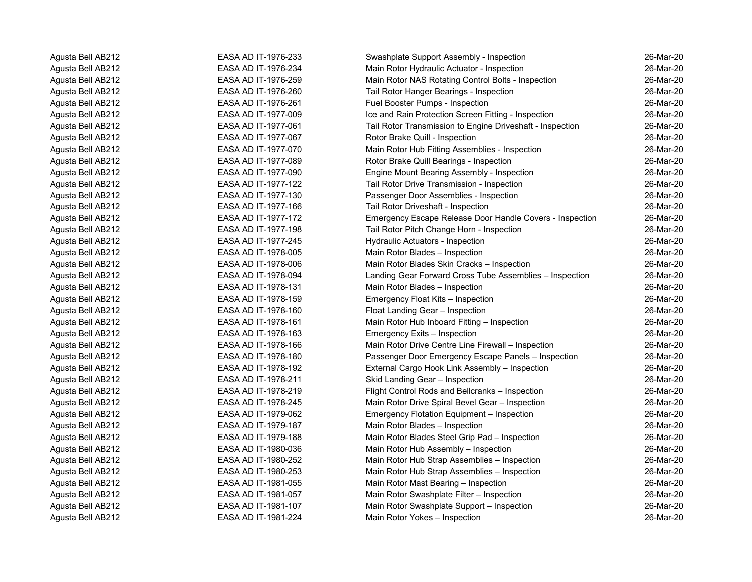| | | | |
|---|---|---|---|
| Agusta Bell AB212 | EASA AD IT-1976-233 | Swashplate Support Assembly - Inspection | 26-Mar-20 |
| Agusta Bell AB212 | EASA AD IT-1976-234 | Main Rotor Hydraulic Actuator - Inspection | 26-Mar-20 |
| Agusta Bell AB212 | EASA AD IT-1976-259 | Main Rotor NAS Rotating Control Bolts - Inspection | 26-Mar-20 |
| Agusta Bell AB212 | EASA AD IT-1976-260 | Tail Rotor Hanger Bearings - Inspection | 26-Mar-20 |
| Agusta Bell AB212 | EASA AD IT-1976-261 | Fuel Booster Pumps - Inspection | 26-Mar-20 |
| Agusta Bell AB212 | EASA AD IT-1977-009 | Ice and Rain Protection Screen Fitting - Inspection | 26-Mar-20 |
| Agusta Bell AB212 | EASA AD IT-1977-061 | Tail Rotor Transmission to Engine Driveshaft - Inspection | 26-Mar-20 |
| Agusta Bell AB212 | EASA AD IT-1977-067 | Rotor Brake Quill - Inspection | 26-Mar-20 |
| Agusta Bell AB212 | EASA AD IT-1977-070 | Main Rotor Hub Fitting Assemblies - Inspection | 26-Mar-20 |
| Agusta Bell AB212 | EASA AD IT-1977-089 | Rotor Brake Quill Bearings - Inspection | 26-Mar-20 |
| Agusta Bell AB212 | EASA AD IT-1977-090 | Engine Mount Bearing Assembly - Inspection | 26-Mar-20 |
| Agusta Bell AB212 | EASA AD IT-1977-122 | Tail Rotor Drive Transmission - Inspection | 26-Mar-20 |
| Agusta Bell AB212 | EASA AD IT-1977-130 | Passenger Door Assemblies - Inspection | 26-Mar-20 |
| Agusta Bell AB212 | EASA AD IT-1977-166 | Tail Rotor Driveshaft - Inspection | 26-Mar-20 |
| Agusta Bell AB212 | EASA AD IT-1977-172 | Emergency Escape Release Door Handle Covers - Inspection | 26-Mar-20 |
| Agusta Bell AB212 | EASA AD IT-1977-198 | Tail Rotor Pitch Change Horn - Inspection | 26-Mar-20 |
| Agusta Bell AB212 | EASA AD IT-1977-245 | Hydraulic Actuators - Inspection | 26-Mar-20 |
| Agusta Bell AB212 | EASA AD IT-1978-005 | Main Rotor Blades – Inspection | 26-Mar-20 |
| Agusta Bell AB212 | EASA AD IT-1978-006 | Main Rotor Blades Skin Cracks – Inspection | 26-Mar-20 |
| Agusta Bell AB212 | EASA AD IT-1978-094 | Landing Gear Forward Cross Tube Assemblies – Inspection | 26-Mar-20 |
| Agusta Bell AB212 | EASA AD IT-1978-131 | Main Rotor Blades – Inspection | 26-Mar-20 |
| Agusta Bell AB212 | EASA AD IT-1978-159 | Emergency Float Kits – Inspection | 26-Mar-20 |
| Agusta Bell AB212 | EASA AD IT-1978-160 | Float Landing Gear – Inspection | 26-Mar-20 |
| Agusta Bell AB212 | EASA AD IT-1978-161 | Main Rotor Hub Inboard Fitting – Inspection | 26-Mar-20 |
| Agusta Bell AB212 | EASA AD IT-1978-163 | Emergency Exits – Inspection | 26-Mar-20 |
| Agusta Bell AB212 | EASA AD IT-1978-166 | Main Rotor Drive Centre Line Firewall – Inspection | 26-Mar-20 |
| Agusta Bell AB212 | EASA AD IT-1978-180 | Passenger Door Emergency Escape Panels – Inspection | 26-Mar-20 |
| Agusta Bell AB212 | EASA AD IT-1978-192 | External Cargo Hook Link Assembly – Inspection | 26-Mar-20 |
| Agusta Bell AB212 | EASA AD IT-1978-211 | Skid Landing Gear – Inspection | 26-Mar-20 |
| Agusta Bell AB212 | EASA AD IT-1978-219 | Flight Control Rods and Bellcranks – Inspection | 26-Mar-20 |
| Agusta Bell AB212 | EASA AD IT-1978-245 | Main Rotor Drive Spiral Bevel Gear – Inspection | 26-Mar-20 |
| Agusta Bell AB212 | EASA AD IT-1979-062 | Emergency Flotation Equipment – Inspection | 26-Mar-20 |
| Agusta Bell AB212 | EASA AD IT-1979-187 | Main Rotor Blades – Inspection | 26-Mar-20 |
| Agusta Bell AB212 | EASA AD IT-1979-188 | Main Rotor Blades Steel Grip Pad – Inspection | 26-Mar-20 |
| Agusta Bell AB212 | EASA AD IT-1980-036 | Main Rotor Hub Assembly – Inspection | 26-Mar-20 |
| Agusta Bell AB212 | EASA AD IT-1980-252 | Main Rotor Hub Strap Assemblies – Inspection | 26-Mar-20 |
| Agusta Bell AB212 | EASA AD IT-1980-253 | Main Rotor Hub Strap Assemblies – Inspection | 26-Mar-20 |
| Agusta Bell AB212 | EASA AD IT-1981-055 | Main Rotor Mast Bearing – Inspection | 26-Mar-20 |
| Agusta Bell AB212 | EASA AD IT-1981-057 | Main Rotor Swashplate Filter – Inspection | 26-Mar-20 |
| Agusta Bell AB212 | EASA AD IT-1981-107 | Main Rotor Swashplate Support – Inspection | 26-Mar-20 |
| Agusta Bell AB212 | EASA AD IT-1981-224 | Main Rotor Yokes – Inspection | 26-Mar-20 |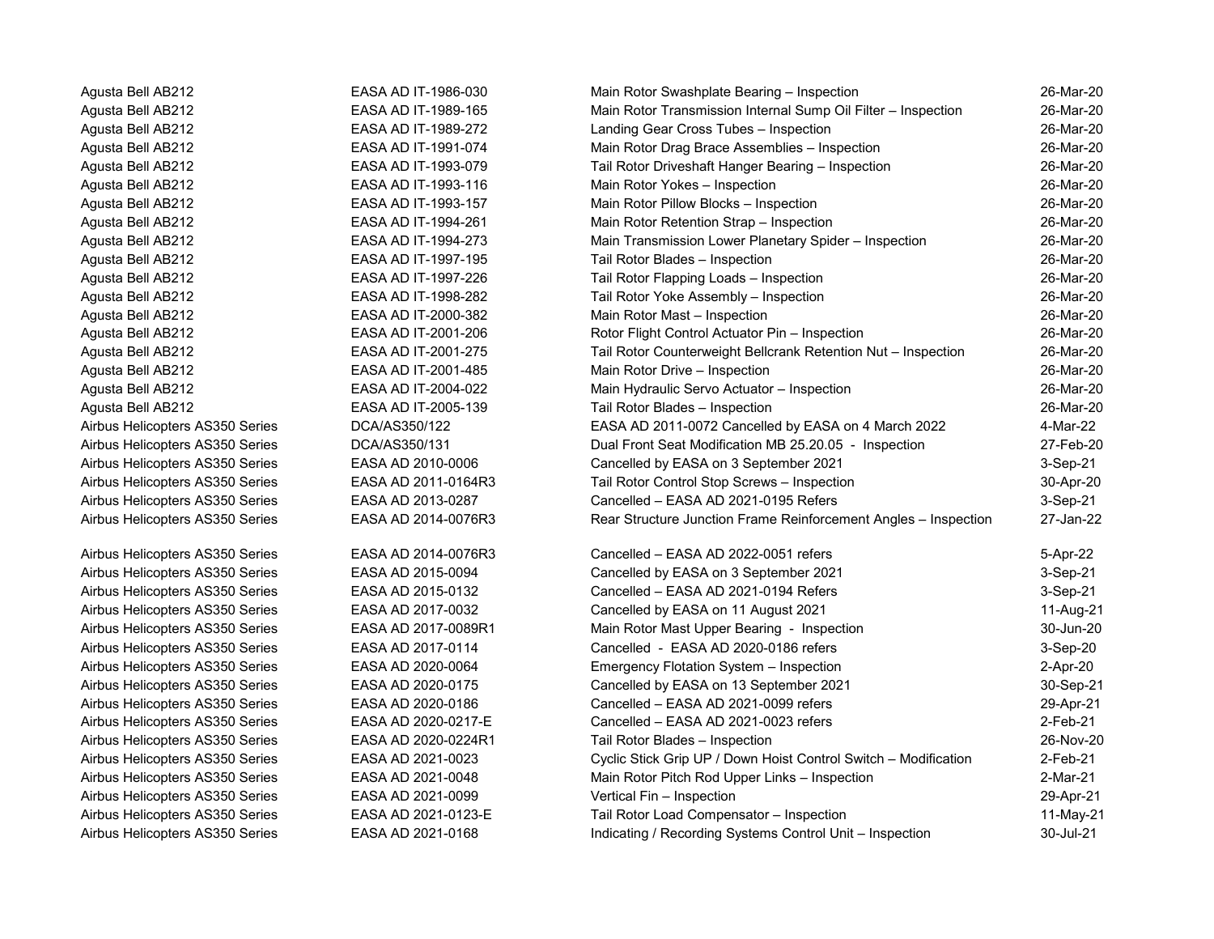| | | | |
|---|---|---|---|
| Agusta Bell AB212 | EASA AD IT-1986-030 | Main Rotor Swashplate Bearing – Inspection | 26-Mar-20 |
| Agusta Bell AB212 | EASA AD IT-1989-165 | Main Rotor Transmission Internal Sump Oil Filter – Inspection | 26-Mar-20 |
| Agusta Bell AB212 | EASA AD IT-1989-272 | Landing Gear Cross Tubes – Inspection | 26-Mar-20 |
| Agusta Bell AB212 | EASA AD IT-1991-074 | Main Rotor Drag Brace Assemblies – Inspection | 26-Mar-20 |
| Agusta Bell AB212 | EASA AD IT-1993-079 | Tail Rotor Driveshaft Hanger Bearing – Inspection | 26-Mar-20 |
| Agusta Bell AB212 | EASA AD IT-1993-116 | Main Rotor Yokes – Inspection | 26-Mar-20 |
| Agusta Bell AB212 | EASA AD IT-1993-157 | Main Rotor Pillow Blocks – Inspection | 26-Mar-20 |
| Agusta Bell AB212 | EASA AD IT-1994-261 | Main Rotor Retention Strap – Inspection | 26-Mar-20 |
| Agusta Bell AB212 | EASA AD IT-1994-273 | Main Transmission Lower Planetary Spider – Inspection | 26-Mar-20 |
| Agusta Bell AB212 | EASA AD IT-1997-195 | Tail Rotor Blades – Inspection | 26-Mar-20 |
| Agusta Bell AB212 | EASA AD IT-1997-226 | Tail Rotor Flapping Loads – Inspection | 26-Mar-20 |
| Agusta Bell AB212 | EASA AD IT-1998-282 | Tail Rotor Yoke Assembly – Inspection | 26-Mar-20 |
| Agusta Bell AB212 | EASA AD IT-2000-382 | Main Rotor Mast – Inspection | 26-Mar-20 |
| Agusta Bell AB212 | EASA AD IT-2001-206 | Rotor Flight Control Actuator Pin – Inspection | 26-Mar-20 |
| Agusta Bell AB212 | EASA AD IT-2001-275 | Tail Rotor Counterweight Bellcrank Retention Nut – Inspection | 26-Mar-20 |
| Agusta Bell AB212 | EASA AD IT-2001-485 | Main Rotor Drive – Inspection | 26-Mar-20 |
| Agusta Bell AB212 | EASA AD IT-2004-022 | Main Hydraulic Servo Actuator – Inspection | 26-Mar-20 |
| Agusta Bell AB212 | EASA AD IT-2005-139 | Tail Rotor Blades – Inspection | 26-Mar-20 |
| Airbus Helicopters AS350 Series | DCA/AS350/122 | EASA AD 2011-0072 Cancelled by EASA on 4 March 2022 | 4-Mar-22 |
| Airbus Helicopters AS350 Series | DCA/AS350/131 | Dual Front Seat Modification MB 25.20.05 - Inspection | 27-Feb-20 |
| Airbus Helicopters AS350 Series | EASA AD 2010-0006 | Cancelled by EASA on 3 September 2021 | 3-Sep-21 |
| Airbus Helicopters AS350 Series | EASA AD 2011-0164R3 | Tail Rotor Control Stop Screws – Inspection | 30-Apr-20 |
| Airbus Helicopters AS350 Series | EASA AD 2013-0287 | Cancelled – EASA AD 2021-0195 Refers | 3-Sep-21 |
| Airbus Helicopters AS350 Series | EASA AD 2014-0076R3 | Rear Structure Junction Frame Reinforcement Angles – Inspection | 27-Jan-22 |
| Airbus Helicopters AS350 Series | EASA AD 2014-0076R3 | Cancelled – EASA AD 2022-0051 refers | 5-Apr-22 |
| Airbus Helicopters AS350 Series | EASA AD 2015-0094 | Cancelled by EASA on 3 September 2021 | 3-Sep-21 |
| Airbus Helicopters AS350 Series | EASA AD 2015-0132 | Cancelled – EASA AD 2021-0194 Refers | 3-Sep-21 |
| Airbus Helicopters AS350 Series | EASA AD 2017-0032 | Cancelled by EASA on 11 August 2021 | 11-Aug-21 |
| Airbus Helicopters AS350 Series | EASA AD 2017-0089R1 | Main Rotor Mast Upper Bearing - Inspection | 30-Jun-20 |
| Airbus Helicopters AS350 Series | EASA AD 2017-0114 | Cancelled - EASA AD 2020-0186 refers | 3-Sep-20 |
| Airbus Helicopters AS350 Series | EASA AD 2020-0064 | Emergency Flotation System – Inspection | 2-Apr-20 |
| Airbus Helicopters AS350 Series | EASA AD 2020-0175 | Cancelled by EASA on 13 September 2021 | 30-Sep-21 |
| Airbus Helicopters AS350 Series | EASA AD 2020-0186 | Cancelled – EASA AD 2021-0099 refers | 29-Apr-21 |
| Airbus Helicopters AS350 Series | EASA AD 2020-0217-E | Cancelled – EASA AD 2021-0023 refers | 2-Feb-21 |
| Airbus Helicopters AS350 Series | EASA AD 2020-0224R1 | Tail Rotor Blades – Inspection | 26-Nov-20 |
| Airbus Helicopters AS350 Series | EASA AD 2021-0023 | Cyclic Stick Grip UP / Down Hoist Control Switch – Modification | 2-Feb-21 |
| Airbus Helicopters AS350 Series | EASA AD 2021-0048 | Main Rotor Pitch Rod Upper Links – Inspection | 2-Mar-21 |
| Airbus Helicopters AS350 Series | EASA AD 2021-0099 | Vertical Fin – Inspection | 29-Apr-21 |
| Airbus Helicopters AS350 Series | EASA AD 2021-0123-E | Tail Rotor Load Compensator – Inspection | 11-May-21 |
| Airbus Helicopters AS350 Series | EASA AD 2021-0168 | Indicating / Recording Systems Control Unit – Inspection | 30-Jul-21 |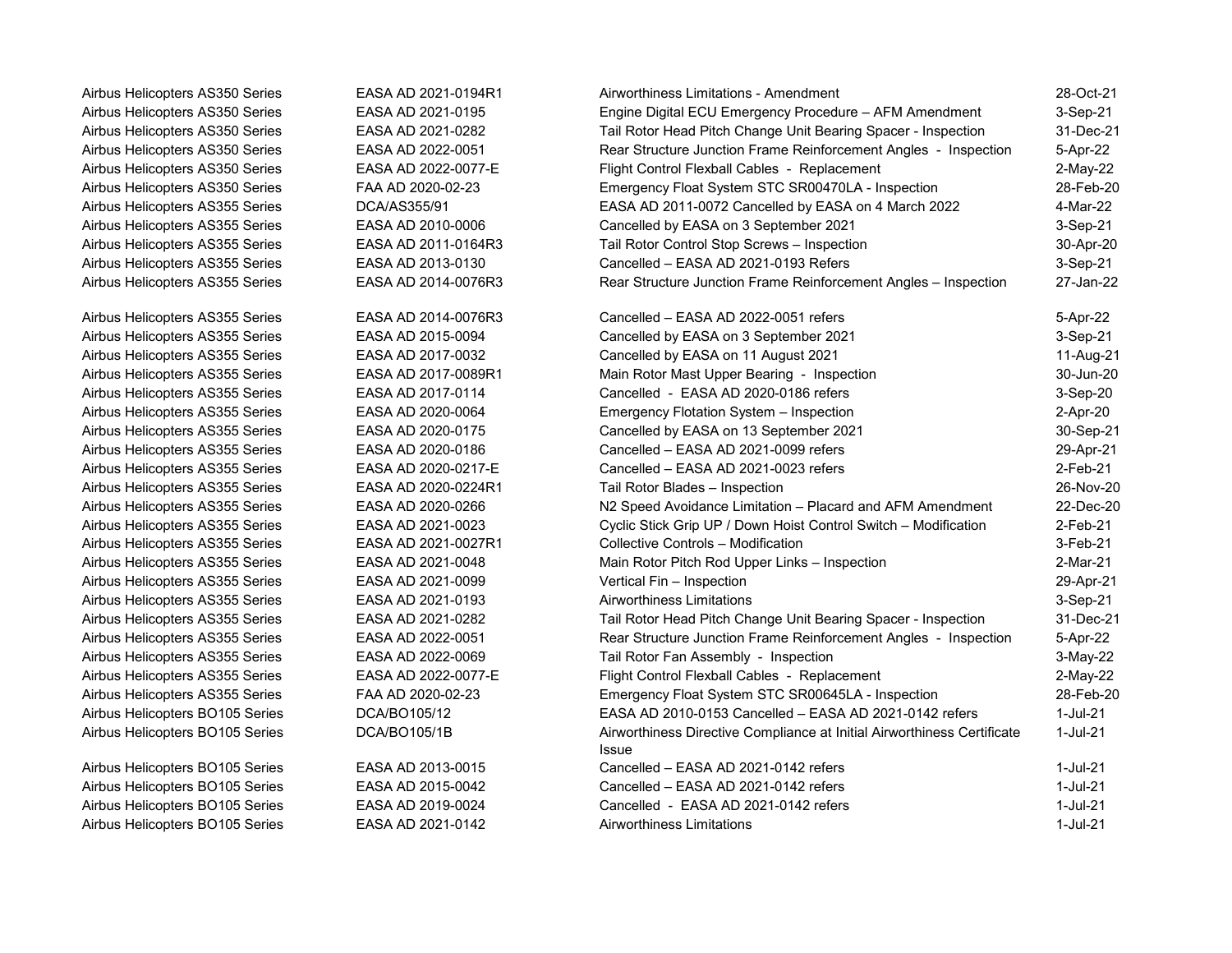| | | | |
|---|---|---|---|
| Airbus Helicopters AS350 Series | EASA AD 2021-0194R1 | Airworthiness Limitations - Amendment | 28-Oct-21 |
| Airbus Helicopters AS350 Series | EASA AD 2021-0195 | Engine Digital ECU Emergency Procedure – AFM Amendment | 3-Sep-21 |
| Airbus Helicopters AS350 Series | EASA AD 2021-0282 | Tail Rotor Head Pitch Change Unit Bearing Spacer - Inspection | 31-Dec-21 |
| Airbus Helicopters AS350 Series | EASA AD 2022-0051 | Rear Structure Junction Frame Reinforcement Angles - Inspection | 5-Apr-22 |
| Airbus Helicopters AS350 Series | EASA AD 2022-0077-E | Flight Control Flexball Cables - Replacement | 2-May-22 |
| Airbus Helicopters AS350 Series | FAA AD 2020-02-23 | Emergency Float System STC SR00470LA - Inspection | 28-Feb-20 |
| Airbus Helicopters AS355 Series | DCA/AS355/91 | EASA AD 2011-0072 Cancelled by EASA on 4 March 2022 | 4-Mar-22 |
| Airbus Helicopters AS355 Series | EASA AD 2010-0006 | Cancelled by EASA on 3 September 2021 | 3-Sep-21 |
| Airbus Helicopters AS355 Series | EASA AD 2011-0164R3 | Tail Rotor Control Stop Screws – Inspection | 30-Apr-20 |
| Airbus Helicopters AS355 Series | EASA AD 2013-0130 | Cancelled – EASA AD 2021-0193 Refers | 3-Sep-21 |
| Airbus Helicopters AS355 Series | EASA AD 2014-0076R3 | Rear Structure Junction Frame Reinforcement Angles – Inspection | 27-Jan-22 |
| Airbus Helicopters AS355 Series | EASA AD 2014-0076R3 | Cancelled – EASA AD 2022-0051 refers | 5-Apr-22 |
| Airbus Helicopters AS355 Series | EASA AD 2015-0094 | Cancelled by EASA on 3 September 2021 | 3-Sep-21 |
| Airbus Helicopters AS355 Series | EASA AD 2017-0032 | Cancelled by EASA on 11 August 2021 | 11-Aug-21 |
| Airbus Helicopters AS355 Series | EASA AD 2017-0089R1 | Main Rotor Mast Upper Bearing - Inspection | 30-Jun-20 |
| Airbus Helicopters AS355 Series | EASA AD 2017-0114 | Cancelled - EASA AD 2020-0186 refers | 3-Sep-20 |
| Airbus Helicopters AS355 Series | EASA AD 2020-0064 | Emergency Flotation System – Inspection | 2-Apr-20 |
| Airbus Helicopters AS355 Series | EASA AD 2020-0175 | Cancelled by EASA on 13 September 2021 | 30-Sep-21 |
| Airbus Helicopters AS355 Series | EASA AD 2020-0186 | Cancelled – EASA AD 2021-0099 refers | 29-Apr-21 |
| Airbus Helicopters AS355 Series | EASA AD 2020-0217-E | Cancelled – EASA AD 2021-0023 refers | 2-Feb-21 |
| Airbus Helicopters AS355 Series | EASA AD 2020-0224R1 | Tail Rotor Blades – Inspection | 26-Nov-20 |
| Airbus Helicopters AS355 Series | EASA AD 2020-0266 | N2 Speed Avoidance Limitation – Placard and AFM Amendment | 22-Dec-20 |
| Airbus Helicopters AS355 Series | EASA AD 2021-0023 | Cyclic Stick Grip UP / Down Hoist Control Switch – Modification | 2-Feb-21 |
| Airbus Helicopters AS355 Series | EASA AD 2021-0027R1 | Collective Controls – Modification | 3-Feb-21 |
| Airbus Helicopters AS355 Series | EASA AD 2021-0048 | Main Rotor Pitch Rod Upper Links – Inspection | 2-Mar-21 |
| Airbus Helicopters AS355 Series | EASA AD 2021-0099 | Vertical Fin – Inspection | 29-Apr-21 |
| Airbus Helicopters AS355 Series | EASA AD 2021-0193 | Airworthiness Limitations | 3-Sep-21 |
| Airbus Helicopters AS355 Series | EASA AD 2021-0282 | Tail Rotor Head Pitch Change Unit Bearing Spacer - Inspection | 31-Dec-21 |
| Airbus Helicopters AS355 Series | EASA AD 2022-0051 | Rear Structure Junction Frame Reinforcement Angles - Inspection | 5-Apr-22 |
| Airbus Helicopters AS355 Series | EASA AD 2022-0069 | Tail Rotor Fan Assembly - Inspection | 3-May-22 |
| Airbus Helicopters AS355 Series | EASA AD 2022-0077-E | Flight Control Flexball Cables - Replacement | 2-May-22 |
| Airbus Helicopters AS355 Series | FAA AD 2020-02-23 | Emergency Float System STC SR00645LA - Inspection | 28-Feb-20 |
| Airbus Helicopters BO105 Series | DCA/BO105/12 | EASA AD 2010-0153 Cancelled – EASA AD 2021-0142 refers | 1-Jul-21 |
| Airbus Helicopters BO105 Series | DCA/BO105/1B | Airworthiness Directive Compliance at Initial Airworthiness Certificate Issue | 1-Jul-21 |
| Airbus Helicopters BO105 Series | EASA AD 2013-0015 | Cancelled – EASA AD 2021-0142 refers | 1-Jul-21 |
| Airbus Helicopters BO105 Series | EASA AD 2015-0042 | Cancelled – EASA AD 2021-0142 refers | 1-Jul-21 |
| Airbus Helicopters BO105 Series | EASA AD 2019-0024 | Cancelled - EASA AD 2021-0142 refers | 1-Jul-21 |
| Airbus Helicopters BO105 Series | EASA AD 2021-0142 | Airworthiness Limitations | 1-Jul-21 |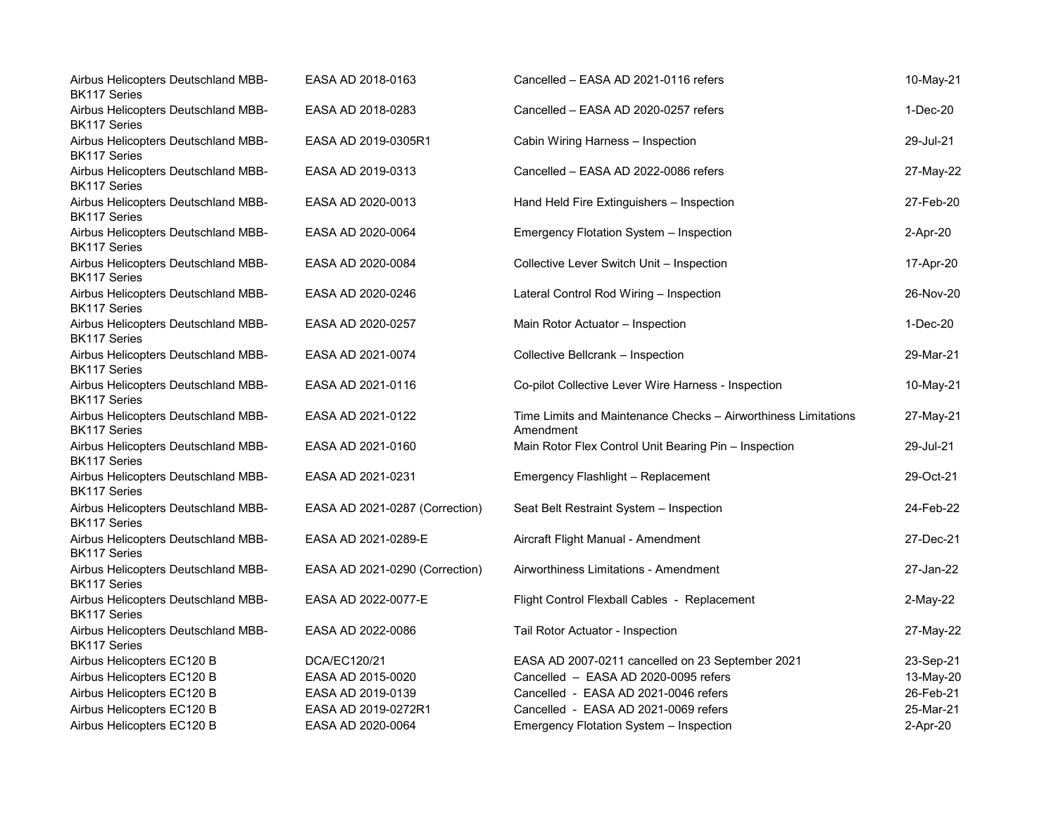| | | | |
|---|---|---|---|
| Airbus Helicopters Deutschland MBB-BK117 Series | EASA AD 2018-0163 | Cancelled – EASA AD 2021-0116 refers | 10-May-21 |
| Airbus Helicopters Deutschland MBB-BK117 Series | EASA AD 2018-0283 | Cancelled – EASA AD 2020-0257 refers | 1-Dec-20 |
| Airbus Helicopters Deutschland MBB-BK117 Series | EASA AD 2019-0305R1 | Cabin Wiring Harness – Inspection | 29-Jul-21 |
| Airbus Helicopters Deutschland MBB-BK117 Series | EASA AD 2019-0313 | Cancelled – EASA AD 2022-0086 refers | 27-May-22 |
| Airbus Helicopters Deutschland MBB-BK117 Series | EASA AD 2020-0013 | Hand Held Fire Extinguishers – Inspection | 27-Feb-20 |
| Airbus Helicopters Deutschland MBB-BK117 Series | EASA AD 2020-0064 | Emergency Flotation System – Inspection | 2-Apr-20 |
| Airbus Helicopters Deutschland MBB-BK117 Series | EASA AD 2020-0084 | Collective Lever Switch Unit – Inspection | 17-Apr-20 |
| Airbus Helicopters Deutschland MBB-BK117 Series | EASA AD 2020-0246 | Lateral Control Rod Wiring – Inspection | 26-Nov-20 |
| Airbus Helicopters Deutschland MBB-BK117 Series | EASA AD 2020-0257 | Main Rotor Actuator – Inspection | 1-Dec-20 |
| Airbus Helicopters Deutschland MBB-BK117 Series | EASA AD 2021-0074 | Collective Bellcrank – Inspection | 29-Mar-21 |
| Airbus Helicopters Deutschland MBB-BK117 Series | EASA AD 2021-0116 | Co-pilot Collective Lever Wire Harness - Inspection | 10-May-21 |
| Airbus Helicopters Deutschland MBB-BK117 Series | EASA AD 2021-0122 | Time Limits and Maintenance Checks – Airworthiness Limitations Amendment | 27-May-21 |
| Airbus Helicopters Deutschland MBB-BK117 Series | EASA AD 2021-0160 | Main Rotor Flex Control Unit Bearing Pin – Inspection | 29-Jul-21 |
| Airbus Helicopters Deutschland MBB-BK117 Series | EASA AD 2021-0231 | Emergency Flashlight – Replacement | 29-Oct-21 |
| Airbus Helicopters Deutschland MBB-BK117 Series | EASA AD 2021-0287 (Correction) | Seat Belt Restraint System – Inspection | 24-Feb-22 |
| Airbus Helicopters Deutschland MBB-BK117 Series | EASA AD 2021-0289-E | Aircraft Flight Manual - Amendment | 27-Dec-21 |
| Airbus Helicopters Deutschland MBB-BK117 Series | EASA AD 2021-0290 (Correction) | Airworthiness Limitations - Amendment | 27-Jan-22 |
| Airbus Helicopters Deutschland MBB-BK117 Series | EASA AD 2022-0077-E | Flight Control Flexball Cables - Replacement | 2-May-22 |
| Airbus Helicopters Deutschland MBB-BK117 Series | EASA AD 2022-0086 | Tail Rotor Actuator - Inspection | 27-May-22 |
| Airbus Helicopters EC120 B | DCA/EC120/21 | EASA AD 2007-0211 cancelled on 23 September 2021 | 23-Sep-21 |
| Airbus Helicopters EC120 B | EASA AD 2015-0020 | Cancelled – EASA AD 2020-0095 refers | 13-May-20 |
| Airbus Helicopters EC120 B | EASA AD 2019-0139 | Cancelled - EASA AD 2021-0046 refers | 26-Feb-21 |
| Airbus Helicopters EC120 B | EASA AD 2019-0272R1 | Cancelled - EASA AD 2021-0069 refers | 25-Mar-21 |
| Airbus Helicopters EC120 B | EASA AD 2020-0064 | Emergency Flotation System – Inspection | 2-Apr-20 |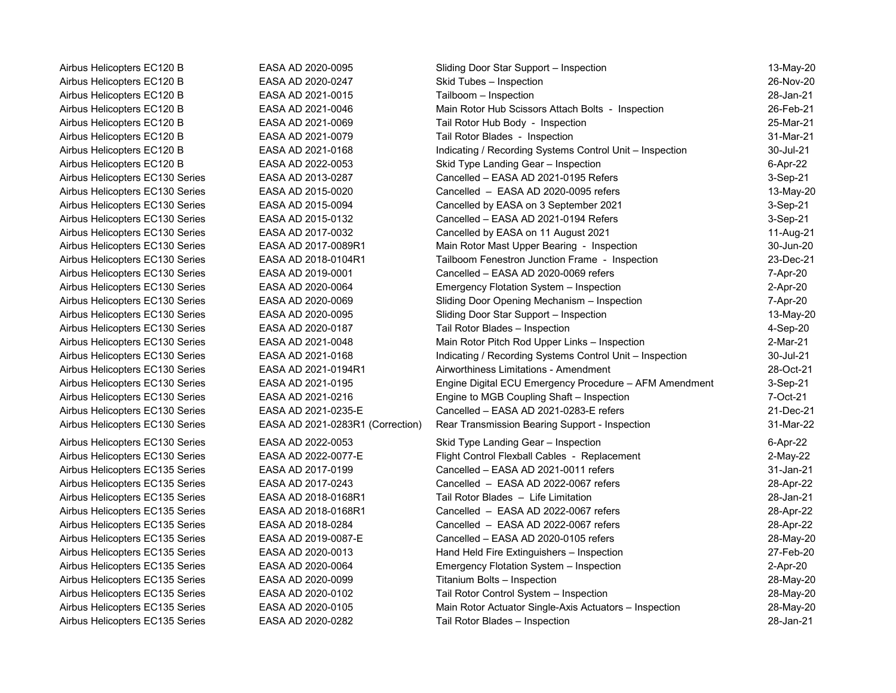| | | | |
|---|---|---|---|
| Airbus Helicopters EC120 B | EASA AD 2020-0095 | Sliding Door Star Support – Inspection | 13-May-20 |
| Airbus Helicopters EC120 B | EASA AD 2020-0247 | Skid Tubes – Inspection | 26-Nov-20 |
| Airbus Helicopters EC120 B | EASA AD 2021-0015 | Tailboom – Inspection | 28-Jan-21 |
| Airbus Helicopters EC120 B | EASA AD 2021-0046 | Main Rotor Hub Scissors Attach Bolts - Inspection | 26-Feb-21 |
| Airbus Helicopters EC120 B | EASA AD 2021-0069 | Tail Rotor Hub Body - Inspection | 25-Mar-21 |
| Airbus Helicopters EC120 B | EASA AD 2021-0079 | Tail Rotor Blades - Inspection | 31-Mar-21 |
| Airbus Helicopters EC120 B | EASA AD 2021-0168 | Indicating / Recording Systems Control Unit – Inspection | 30-Jul-21 |
| Airbus Helicopters EC120 B | EASA AD 2022-0053 | Skid Type Landing Gear – Inspection | 6-Apr-22 |
| Airbus Helicopters EC130 Series | EASA AD 2013-0287 | Cancelled – EASA AD 2021-0195 Refers | 3-Sep-21 |
| Airbus Helicopters EC130 Series | EASA AD 2015-0020 | Cancelled – EASA AD 2020-0095 refers | 13-May-20 |
| Airbus Helicopters EC130 Series | EASA AD 2015-0094 | Cancelled by EASA on 3 September 2021 | 3-Sep-21 |
| Airbus Helicopters EC130 Series | EASA AD 2015-0132 | Cancelled – EASA AD 2021-0194 Refers | 3-Sep-21 |
| Airbus Helicopters EC130 Series | EASA AD 2017-0032 | Cancelled by EASA on 11 August 2021 | 11-Aug-21 |
| Airbus Helicopters EC130 Series | EASA AD 2017-0089R1 | Main Rotor Mast Upper Bearing - Inspection | 30-Jun-20 |
| Airbus Helicopters EC130 Series | EASA AD 2018-0104R1 | Tailboom Fenestron Junction Frame - Inspection | 23-Dec-21 |
| Airbus Helicopters EC130 Series | EASA AD 2019-0001 | Cancelled – EASA AD 2020-0069 refers | 7-Apr-20 |
| Airbus Helicopters EC130 Series | EASA AD 2020-0064 | Emergency Flotation System – Inspection | 2-Apr-20 |
| Airbus Helicopters EC130 Series | EASA AD 2020-0069 | Sliding Door Opening Mechanism – Inspection | 7-Apr-20 |
| Airbus Helicopters EC130 Series | EASA AD 2020-0095 | Sliding Door Star Support – Inspection | 13-May-20 |
| Airbus Helicopters EC130 Series | EASA AD 2020-0187 | Tail Rotor Blades – Inspection | 4-Sep-20 |
| Airbus Helicopters EC130 Series | EASA AD 2021-0048 | Main Rotor Pitch Rod Upper Links – Inspection | 2-Mar-21 |
| Airbus Helicopters EC130 Series | EASA AD 2021-0168 | Indicating / Recording Systems Control Unit – Inspection | 30-Jul-21 |
| Airbus Helicopters EC130 Series | EASA AD 2021-0194R1 | Airworthiness Limitations - Amendment | 28-Oct-21 |
| Airbus Helicopters EC130 Series | EASA AD 2021-0195 | Engine Digital ECU Emergency Procedure – AFM Amendment | 3-Sep-21 |
| Airbus Helicopters EC130 Series | EASA AD 2021-0216 | Engine to MGB Coupling Shaft – Inspection | 7-Oct-21 |
| Airbus Helicopters EC130 Series | EASA AD 2021-0235-E | Cancelled – EASA AD 2021-0283-E refers | 21-Dec-21 |
| Airbus Helicopters EC130 Series | EASA AD 2021-0283R1 (Correction) | Rear Transmission Bearing Support - Inspection | 31-Mar-22 |
| Airbus Helicopters EC130 Series | EASA AD 2022-0053 | Skid Type Landing Gear – Inspection | 6-Apr-22 |
| Airbus Helicopters EC130 Series | EASA AD 2022-0077-E | Flight Control Flexball Cables - Replacement | 2-May-22 |
| Airbus Helicopters EC135 Series | EASA AD 2017-0199 | Cancelled – EASA AD 2021-0011 refers | 31-Jan-21 |
| Airbus Helicopters EC135 Series | EASA AD 2017-0243 | Cancelled – EASA AD 2022-0067 refers | 28-Apr-22 |
| Airbus Helicopters EC135 Series | EASA AD 2018-0168R1 | Tail Rotor Blades – Life Limitation | 28-Jan-21 |
| Airbus Helicopters EC135 Series | EASA AD 2018-0168R1 | Cancelled – EASA AD 2022-0067 refers | 28-Apr-22 |
| Airbus Helicopters EC135 Series | EASA AD 2018-0284 | Cancelled – EASA AD 2022-0067 refers | 28-Apr-22 |
| Airbus Helicopters EC135 Series | EASA AD 2019-0087-E | Cancelled – EASA AD 2020-0105 refers | 28-May-20 |
| Airbus Helicopters EC135 Series | EASA AD 2020-0013 | Hand Held Fire Extinguishers – Inspection | 27-Feb-20 |
| Airbus Helicopters EC135 Series | EASA AD 2020-0064 | Emergency Flotation System – Inspection | 2-Apr-20 |
| Airbus Helicopters EC135 Series | EASA AD 2020-0099 | Titanium Bolts – Inspection | 28-May-20 |
| Airbus Helicopters EC135 Series | EASA AD 2020-0102 | Tail Rotor Control System – Inspection | 28-May-20 |
| Airbus Helicopters EC135 Series | EASA AD 2020-0105 | Main Rotor Actuator Single-Axis Actuators – Inspection | 28-May-20 |
| Airbus Helicopters EC135 Series | EASA AD 2020-0282 | Tail Rotor Blades – Inspection | 28-Jan-21 |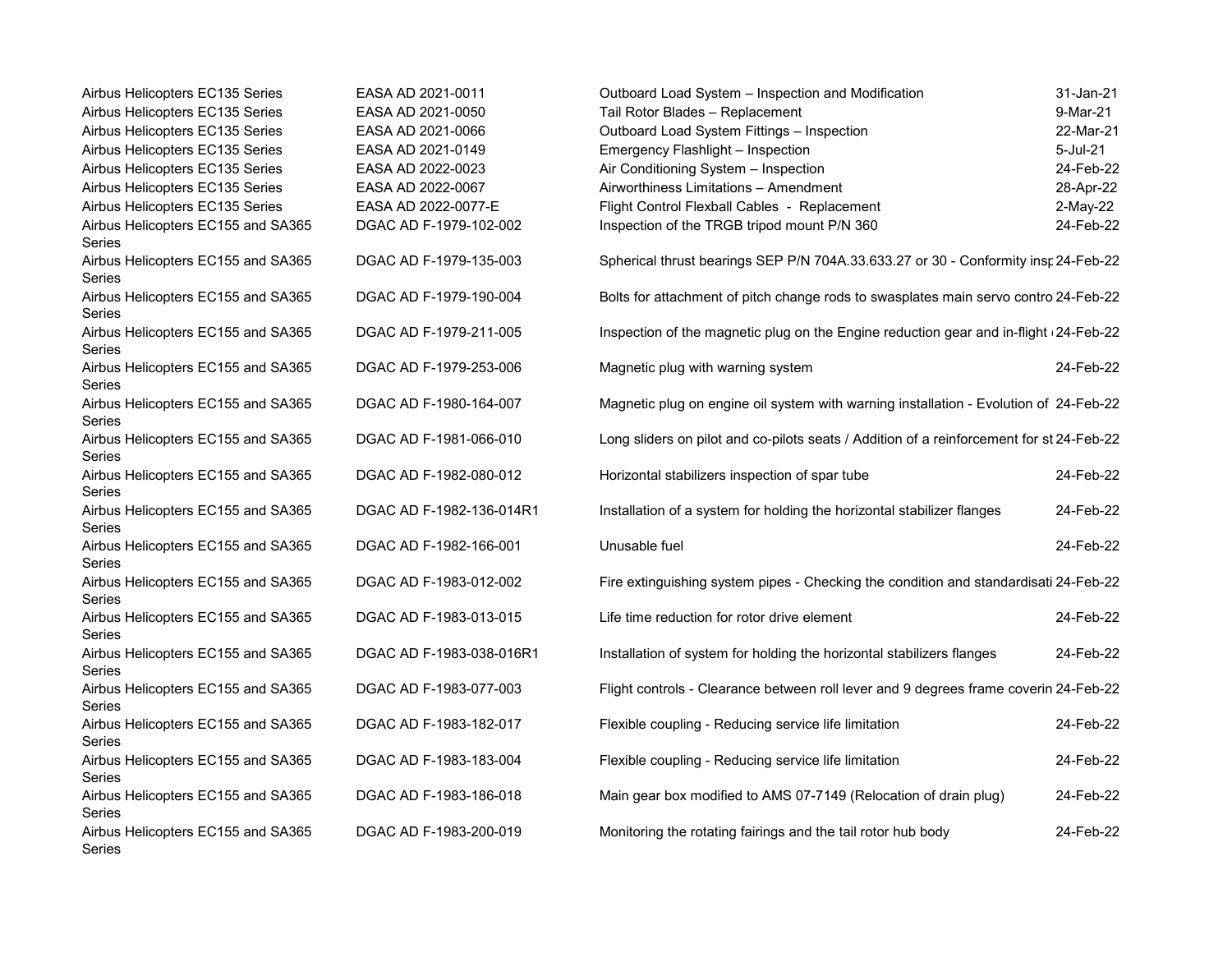| | | | |
|---|---|---|---|
| Airbus Helicopters EC135 Series | EASA AD 2021-0011 | Outboard Load System – Inspection and Modification | 31-Jan-21 |
| Airbus Helicopters EC135 Series | EASA AD 2021-0050 | Tail Rotor Blades – Replacement | 9-Mar-21 |
| Airbus Helicopters EC135 Series | EASA AD 2021-0066 | Outboard Load System Fittings – Inspection | 22-Mar-21 |
| Airbus Helicopters EC135 Series | EASA AD 2021-0149 | Emergency Flashlight – Inspection | 5-Jul-21 |
| Airbus Helicopters EC135 Series | EASA AD 2022-0023 | Air Conditioning System – Inspection | 24-Feb-22 |
| Airbus Helicopters EC135 Series | EASA AD 2022-0067 | Airworthiness Limitations – Amendment | 28-Apr-22 |
| Airbus Helicopters EC135 Series | EASA AD 2022-0077-E | Flight Control Flexball Cables - Replacement | 2-May-22 |
| Airbus Helicopters EC155 and SA365 Series | DGAC AD F-1979-102-002 | Inspection of the TRGB tripod mount P/N 360 | 24-Feb-22 |
| Airbus Helicopters EC155 and SA365 Series | DGAC AD F-1979-135-003 | Spherical thrust bearings SEP P/N 704A.33.633.27 or 30 - Conformity insp | 24-Feb-22 |
| Airbus Helicopters EC155 and SA365 Series | DGAC AD F-1979-190-004 | Bolts for attachment of pitch change rods to swasplates main servo contro | 24-Feb-22 |
| Airbus Helicopters EC155 and SA365 Series | DGAC AD F-1979-211-005 | Inspection of the magnetic plug on the Engine reduction gear and in-flight | 24-Feb-22 |
| Airbus Helicopters EC155 and SA365 Series | DGAC AD F-1979-253-006 | Magnetic plug with warning system | 24-Feb-22 |
| Airbus Helicopters EC155 and SA365 Series | DGAC AD F-1980-164-007 | Magnetic plug on engine oil system with warning installation - Evolution of | 24-Feb-22 |
| Airbus Helicopters EC155 and SA365 Series | DGAC AD F-1981-066-010 | Long sliders on pilot and co-pilots seats / Addition of a reinforcement for st | 24-Feb-22 |
| Airbus Helicopters EC155 and SA365 Series | DGAC AD F-1982-080-012 | Horizontal stabilizers inspection of spar tube | 24-Feb-22 |
| Airbus Helicopters EC155 and SA365 Series | DGAC AD F-1982-136-014R1 | Installation of a system for holding the horizontal stabilizer flanges | 24-Feb-22 |
| Airbus Helicopters EC155 and SA365 Series | DGAC AD F-1982-166-001 | Unusable fuel | 24-Feb-22 |
| Airbus Helicopters EC155 and SA365 Series | DGAC AD F-1983-012-002 | Fire extinguishing system pipes - Checking the condition and standardisati | 24-Feb-22 |
| Airbus Helicopters EC155 and SA365 Series | DGAC AD F-1983-013-015 | Life time reduction for rotor drive element | 24-Feb-22 |
| Airbus Helicopters EC155 and SA365 Series | DGAC AD F-1983-038-016R1 | Installation of system for holding the horizontal stabilizers flanges | 24-Feb-22 |
| Airbus Helicopters EC155 and SA365 Series | DGAC AD F-1983-077-003 | Flight controls - Clearance between roll lever and 9 degrees frame coverin | 24-Feb-22 |
| Airbus Helicopters EC155 and SA365 Series | DGAC AD F-1983-182-017 | Flexible coupling - Reducing service life limitation | 24-Feb-22 |
| Airbus Helicopters EC155 and SA365 Series | DGAC AD F-1983-183-004 | Flexible coupling - Reducing service life limitation | 24-Feb-22 |
| Airbus Helicopters EC155 and SA365 Series | DGAC AD F-1983-186-018 | Main gear box modified to AMS 07-7149 (Relocation of drain plug) | 24-Feb-22 |
| Airbus Helicopters EC155 and SA365 Series | DGAC AD F-1983-200-019 | Monitoring the rotating fairings and the tail rotor hub body | 24-Feb-22 |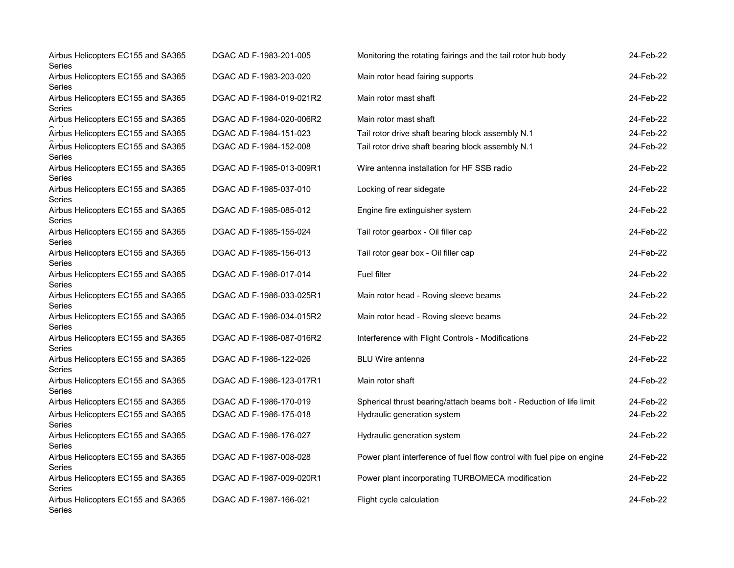| | | | |
|---|---|---|---|
| Airbus Helicopters EC155 and SA365 Series | DGAC AD F-1983-201-005 | Monitoring the rotating fairings and the tail rotor hub body | 24-Feb-22 |
| Airbus Helicopters EC155 and SA365 Series | DGAC AD F-1983-203-020 | Main rotor head fairing supports | 24-Feb-22 |
| Airbus Helicopters EC155 and SA365 Series | DGAC AD F-1984-019-021R2 | Main rotor mast shaft | 24-Feb-22 |
| Airbus Helicopters EC155 and SA365 Series | DGAC AD F-1984-020-006R2 | Main rotor mast shaft | 24-Feb-22 |
| Airbus Helicopters EC155 and SA365 Series | DGAC AD F-1984-151-023 | Tail rotor drive shaft bearing block assembly N.1 | 24-Feb-22 |
| Airbus Helicopters EC155 and SA365 Series | DGAC AD F-1984-152-008 | Tail rotor drive shaft bearing block assembly N.1 | 24-Feb-22 |
| Airbus Helicopters EC155 and SA365 Series | DGAC AD F-1985-013-009R1 | Wire antenna installation for HF SSB radio | 24-Feb-22 |
| Airbus Helicopters EC155 and SA365 Series | DGAC AD F-1985-037-010 | Locking of rear sidegate | 24-Feb-22 |
| Airbus Helicopters EC155 and SA365 Series | DGAC AD F-1985-085-012 | Engine fire extinguisher system | 24-Feb-22 |
| Airbus Helicopters EC155 and SA365 Series | DGAC AD F-1985-155-024 | Tail rotor gearbox - Oil filler cap | 24-Feb-22 |
| Airbus Helicopters EC155 and SA365 Series | DGAC AD F-1985-156-013 | Tail rotor gear box - Oil filler cap | 24-Feb-22 |
| Airbus Helicopters EC155 and SA365 Series | DGAC AD F-1986-017-014 | Fuel filter | 24-Feb-22 |
| Airbus Helicopters EC155 and SA365 Series | DGAC AD F-1986-033-025R1 | Main rotor head - Roving sleeve beams | 24-Feb-22 |
| Airbus Helicopters EC155 and SA365 Series | DGAC AD F-1986-034-015R2 | Main rotor head - Roving sleeve beams | 24-Feb-22 |
| Airbus Helicopters EC155 and SA365 Series | DGAC AD F-1986-087-016R2 | Interference with Flight Controls - Modifications | 24-Feb-22 |
| Airbus Helicopters EC155 and SA365 Series | DGAC AD F-1986-122-026 | BLU Wire antenna | 24-Feb-22 |
| Airbus Helicopters EC155 and SA365 Series | DGAC AD F-1986-123-017R1 | Main rotor shaft | 24-Feb-22 |
| Airbus Helicopters EC155 and SA365 Series | DGAC AD F-1986-170-019 | Spherical thrust bearing/attach beams bolt - Reduction of life limit | 24-Feb-22 |
| Airbus Helicopters EC155 and SA365 Series | DGAC AD F-1986-175-018 | Hydraulic generation system | 24-Feb-22 |
| Airbus Helicopters EC155 and SA365 Series | DGAC AD F-1986-176-027 | Hydraulic generation system | 24-Feb-22 |
| Airbus Helicopters EC155 and SA365 Series | DGAC AD F-1987-008-028 | Power plant interference of fuel flow control with fuel pipe on engine | 24-Feb-22 |
| Airbus Helicopters EC155 and SA365 Series | DGAC AD F-1987-009-020R1 | Power plant incorporating TURBOMECA modification | 24-Feb-22 |
| Airbus Helicopters EC155 and SA365 Series | DGAC AD F-1987-166-021 | Flight cycle calculation | 24-Feb-22 |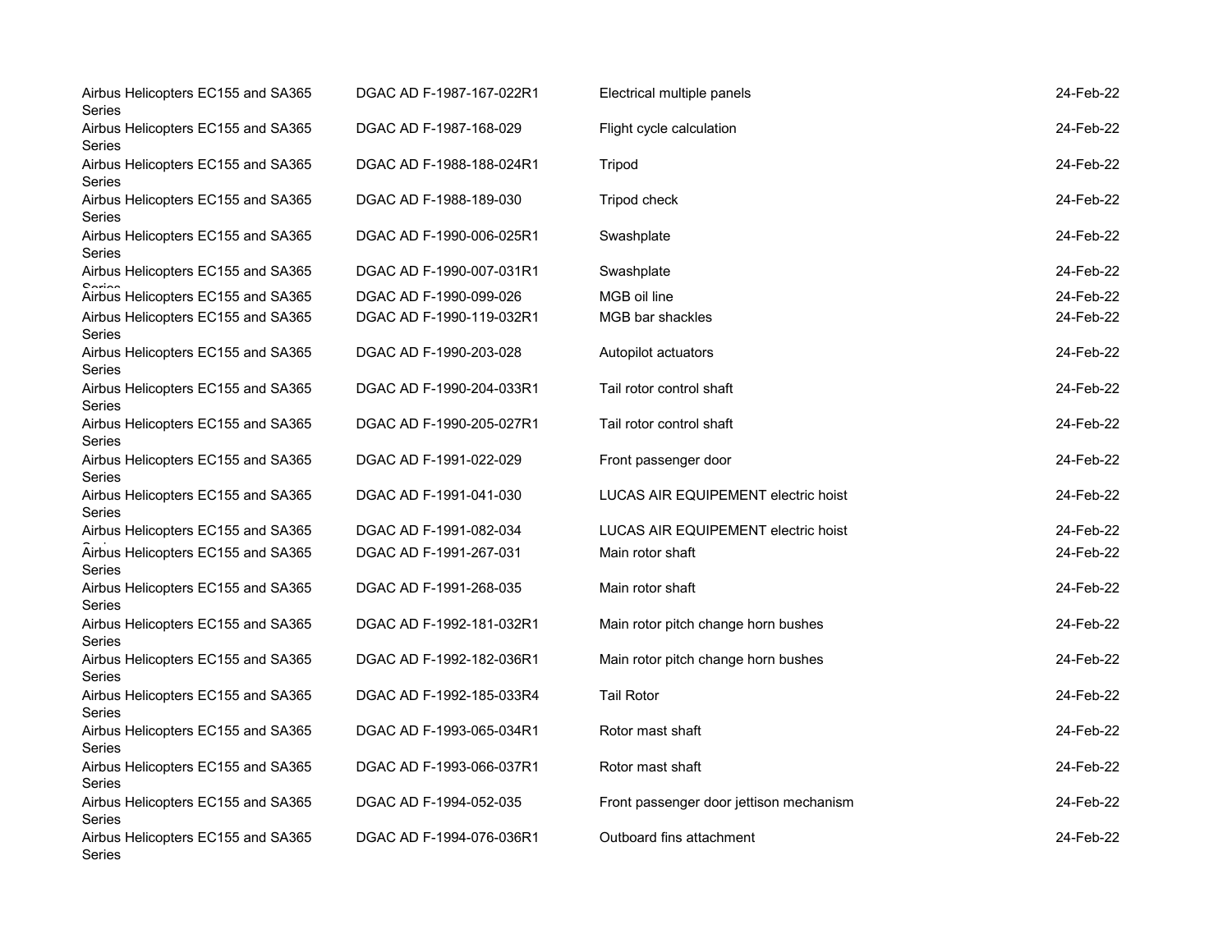| | | | |
|---|---|---|---|
| Airbus Helicopters EC155 and SA365 Series | DGAC AD F-1987-167-022R1 | Electrical multiple panels | 24-Feb-22 |
| Airbus Helicopters EC155 and SA365 Series | DGAC AD F-1987-168-029 | Flight cycle calculation | 24-Feb-22 |
| Airbus Helicopters EC155 and SA365 Series | DGAC AD F-1988-188-024R1 | Tripod | 24-Feb-22 |
| Airbus Helicopters EC155 and SA365 Series | DGAC AD F-1988-189-030 | Tripod check | 24-Feb-22 |
| Airbus Helicopters EC155 and SA365 Series | DGAC AD F-1990-006-025R1 | Swashplate | 24-Feb-22 |
| Airbus Helicopters EC155 and SA365 Series | DGAC AD F-1990-007-031R1 | Swashplate | 24-Feb-22 |
| Airbus Helicopters EC155 and SA365 Series | DGAC AD F-1990-099-026 | MGB oil line | 24-Feb-22 |
| Airbus Helicopters EC155 and SA365 Series | DGAC AD F-1990-119-032R1 | MGB bar shackles | 24-Feb-22 |
| Airbus Helicopters EC155 and SA365 Series | DGAC AD F-1990-203-028 | Autopilot actuators | 24-Feb-22 |
| Airbus Helicopters EC155 and SA365 Series | DGAC AD F-1990-204-033R1 | Tail rotor control shaft | 24-Feb-22 |
| Airbus Helicopters EC155 and SA365 Series | DGAC AD F-1990-205-027R1 | Tail rotor control shaft | 24-Feb-22 |
| Airbus Helicopters EC155 and SA365 Series | DGAC AD F-1991-022-029 | Front passenger door | 24-Feb-22 |
| Airbus Helicopters EC155 and SA365 Series | DGAC AD F-1991-041-030 | LUCAS AIR EQUIPEMENT electric hoist | 24-Feb-22 |
| Airbus Helicopters EC155 and SA365 Series | DGAC AD F-1991-082-034 | LUCAS AIR EQUIPEMENT electric hoist | 24-Feb-22 |
| Airbus Helicopters EC155 and SA365 Series | DGAC AD F-1991-267-031 | Main rotor shaft | 24-Feb-22 |
| Airbus Helicopters EC155 and SA365 Series | DGAC AD F-1991-268-035 | Main rotor shaft | 24-Feb-22 |
| Airbus Helicopters EC155 and SA365 Series | DGAC AD F-1992-181-032R1 | Main rotor pitch change horn bushes | 24-Feb-22 |
| Airbus Helicopters EC155 and SA365 Series | DGAC AD F-1992-182-036R1 | Main rotor pitch change horn bushes | 24-Feb-22 |
| Airbus Helicopters EC155 and SA365 Series | DGAC AD F-1992-185-033R4 | Tail Rotor | 24-Feb-22 |
| Airbus Helicopters EC155 and SA365 Series | DGAC AD F-1993-065-034R1 | Rotor mast shaft | 24-Feb-22 |
| Airbus Helicopters EC155 and SA365 Series | DGAC AD F-1993-066-037R1 | Rotor mast shaft | 24-Feb-22 |
| Airbus Helicopters EC155 and SA365 Series | DGAC AD F-1994-052-035 | Front passenger door jettison mechanism | 24-Feb-22 |
| Airbus Helicopters EC155 and SA365 Series | DGAC AD F-1994-076-036R1 | Outboard fins attachment | 24-Feb-22 |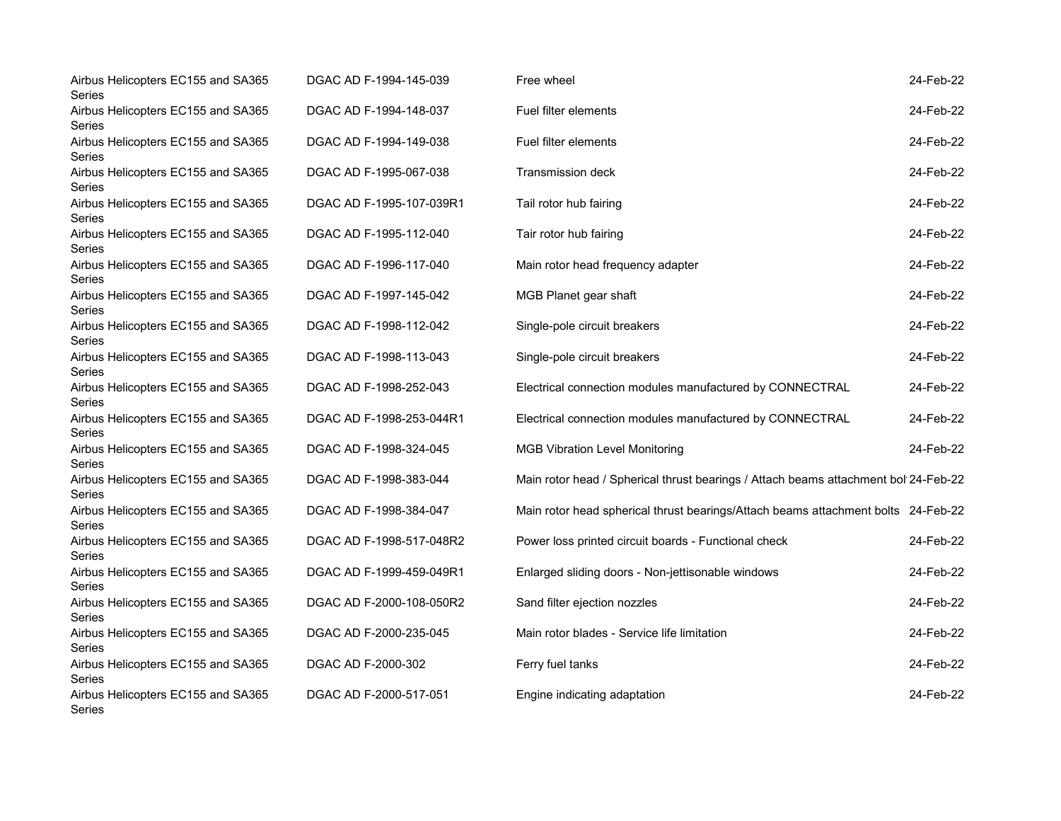| | | | |
|---|---|---|---|
| Airbus Helicopters EC155 and SA365 Series | DGAC AD F-1994-145-039 | Free wheel | 24-Feb-22 |
| Airbus Helicopters EC155 and SA365 Series | DGAC AD F-1994-148-037 | Fuel filter elements | 24-Feb-22 |
| Airbus Helicopters EC155 and SA365 Series | DGAC AD F-1994-149-038 | Fuel filter elements | 24-Feb-22 |
| Airbus Helicopters EC155 and SA365 Series | DGAC AD F-1995-067-038 | Transmission deck | 24-Feb-22 |
| Airbus Helicopters EC155 and SA365 Series | DGAC AD F-1995-107-039R1 | Tail rotor hub fairing | 24-Feb-22 |
| Airbus Helicopters EC155 and SA365 Series | DGAC AD F-1995-112-040 | Tair rotor hub fairing | 24-Feb-22 |
| Airbus Helicopters EC155 and SA365 Series | DGAC AD F-1996-117-040 | Main rotor head frequency adapter | 24-Feb-22 |
| Airbus Helicopters EC155 and SA365 Series | DGAC AD F-1997-145-042 | MGB Planet gear shaft | 24-Feb-22 |
| Airbus Helicopters EC155 and SA365 Series | DGAC AD F-1998-112-042 | Single-pole circuit breakers | 24-Feb-22 |
| Airbus Helicopters EC155 and SA365 Series | DGAC AD F-1998-113-043 | Single-pole circuit breakers | 24-Feb-22 |
| Airbus Helicopters EC155 and SA365 Series | DGAC AD F-1998-252-043 | Electrical connection modules manufactured by CONNECTRAL | 24-Feb-22 |
| Airbus Helicopters EC155 and SA365 Series | DGAC AD F-1998-253-044R1 | Electrical connection modules manufactured by CONNECTRAL | 24-Feb-22 |
| Airbus Helicopters EC155 and SA365 Series | DGAC AD F-1998-324-045 | MGB Vibration Level Monitoring | 24-Feb-22 |
| Airbus Helicopters EC155 and SA365 Series | DGAC AD F-1998-383-044 | Main rotor head / Spherical thrust bearings / Attach beams attachment bol | 24-Feb-22 |
| Airbus Helicopters EC155 and SA365 Series | DGAC AD F-1998-384-047 | Main rotor head spherical thrust bearings/Attach beams attachment bolts | 24-Feb-22 |
| Airbus Helicopters EC155 and SA365 Series | DGAC AD F-1998-517-048R2 | Power loss printed circuit boards - Functional check | 24-Feb-22 |
| Airbus Helicopters EC155 and SA365 Series | DGAC AD F-1999-459-049R1 | Enlarged sliding doors - Non-jettisonable windows | 24-Feb-22 |
| Airbus Helicopters EC155 and SA365 Series | DGAC AD F-2000-108-050R2 | Sand filter ejection nozzles | 24-Feb-22 |
| Airbus Helicopters EC155 and SA365 Series | DGAC AD F-2000-235-045 | Main rotor blades - Service life limitation | 24-Feb-22 |
| Airbus Helicopters EC155 and SA365 Series | DGAC AD F-2000-302 | Ferry fuel tanks | 24-Feb-22 |
| Airbus Helicopters EC155 and SA365 Series | DGAC AD F-2000-517-051 | Engine indicating adaptation | 24-Feb-22 |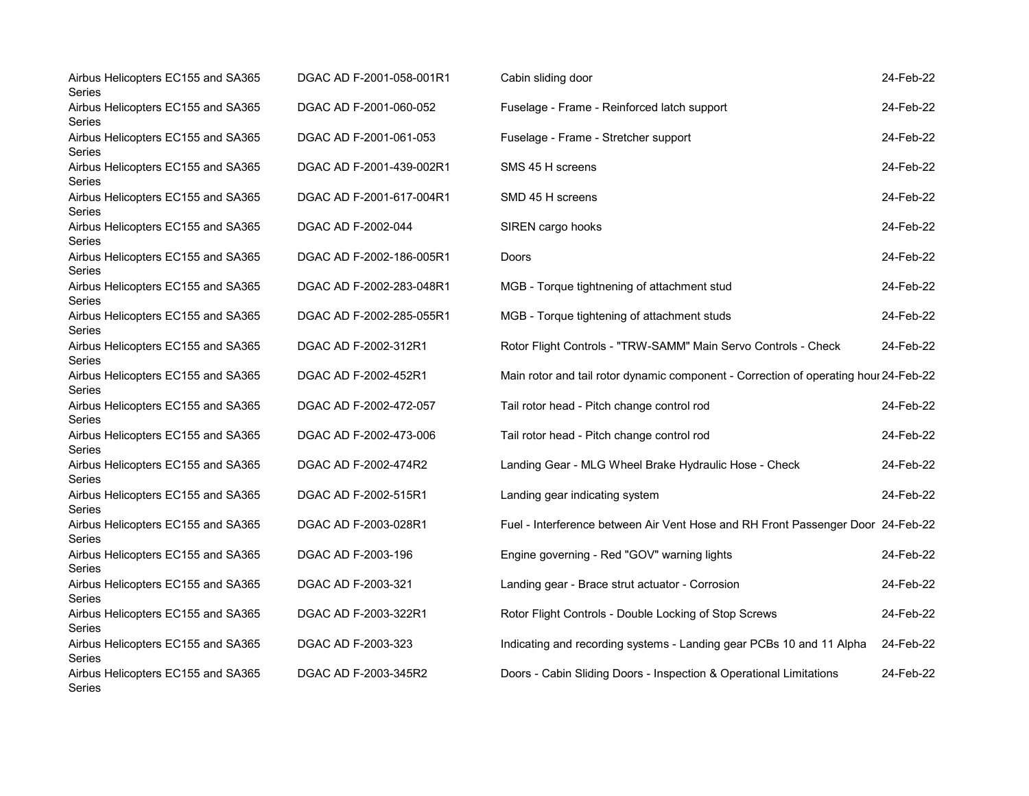| | | | |
|---|---|---|---|
| Airbus Helicopters EC155 and SA365 Series | DGAC AD F-2001-058-001R1 | Cabin sliding door | 24-Feb-22 |
| Airbus Helicopters EC155 and SA365 Series | DGAC AD F-2001-060-052 | Fuselage - Frame - Reinforced latch support | 24-Feb-22 |
| Airbus Helicopters EC155 and SA365 Series | DGAC AD F-2001-061-053 | Fuselage - Frame - Stretcher support | 24-Feb-22 |
| Airbus Helicopters EC155 and SA365 Series | DGAC AD F-2001-439-002R1 | SMS 45 H screens | 24-Feb-22 |
| Airbus Helicopters EC155 and SA365 Series | DGAC AD F-2001-617-004R1 | SMD 45 H screens | 24-Feb-22 |
| Airbus Helicopters EC155 and SA365 Series | DGAC AD F-2002-044 | SIREN cargo hooks | 24-Feb-22 |
| Airbus Helicopters EC155 and SA365 Series | DGAC AD F-2002-186-005R1 | Doors | 24-Feb-22 |
| Airbus Helicopters EC155 and SA365 Series | DGAC AD F-2002-283-048R1 | MGB - Torque tightnening of attachment stud | 24-Feb-22 |
| Airbus Helicopters EC155 and SA365 Series | DGAC AD F-2002-285-055R1 | MGB - Torque tightening of attachment studs | 24-Feb-22 |
| Airbus Helicopters EC155 and SA365 Series | DGAC AD F-2002-312R1 | Rotor Flight Controls - "TRW-SAMM" Main Servo Controls - Check | 24-Feb-22 |
| Airbus Helicopters EC155 and SA365 Series | DGAC AD F-2002-452R1 | Main rotor and tail rotor dynamic component - Correction of operating hour | 24-Feb-22 |
| Airbus Helicopters EC155 and SA365 Series | DGAC AD F-2002-472-057 | Tail rotor head - Pitch change control rod | 24-Feb-22 |
| Airbus Helicopters EC155 and SA365 Series | DGAC AD F-2002-473-006 | Tail rotor head - Pitch change control rod | 24-Feb-22 |
| Airbus Helicopters EC155 and SA365 Series | DGAC AD F-2002-474R2 | Landing Gear - MLG Wheel Brake Hydraulic Hose - Check | 24-Feb-22 |
| Airbus Helicopters EC155 and SA365 Series | DGAC AD F-2002-515R1 | Landing gear indicating system | 24-Feb-22 |
| Airbus Helicopters EC155 and SA365 Series | DGAC AD F-2003-028R1 | Fuel - Interference between Air Vent Hose and RH Front Passenger Door | 24-Feb-22 |
| Airbus Helicopters EC155 and SA365 Series | DGAC AD F-2003-196 | Engine governing - Red "GOV" warning lights | 24-Feb-22 |
| Airbus Helicopters EC155 and SA365 Series | DGAC AD F-2003-321 | Landing gear - Brace strut actuator - Corrosion | 24-Feb-22 |
| Airbus Helicopters EC155 and SA365 Series | DGAC AD F-2003-322R1 | Rotor Flight Controls - Double Locking of Stop Screws | 24-Feb-22 |
| Airbus Helicopters EC155 and SA365 Series | DGAC AD F-2003-323 | Indicating and recording systems - Landing gear PCBs 10 and 11 Alpha | 24-Feb-22 |
| Airbus Helicopters EC155 and SA365 Series | DGAC AD F-2003-345R2 | Doors - Cabin Sliding Doors - Inspection & Operational Limitations | 24-Feb-22 |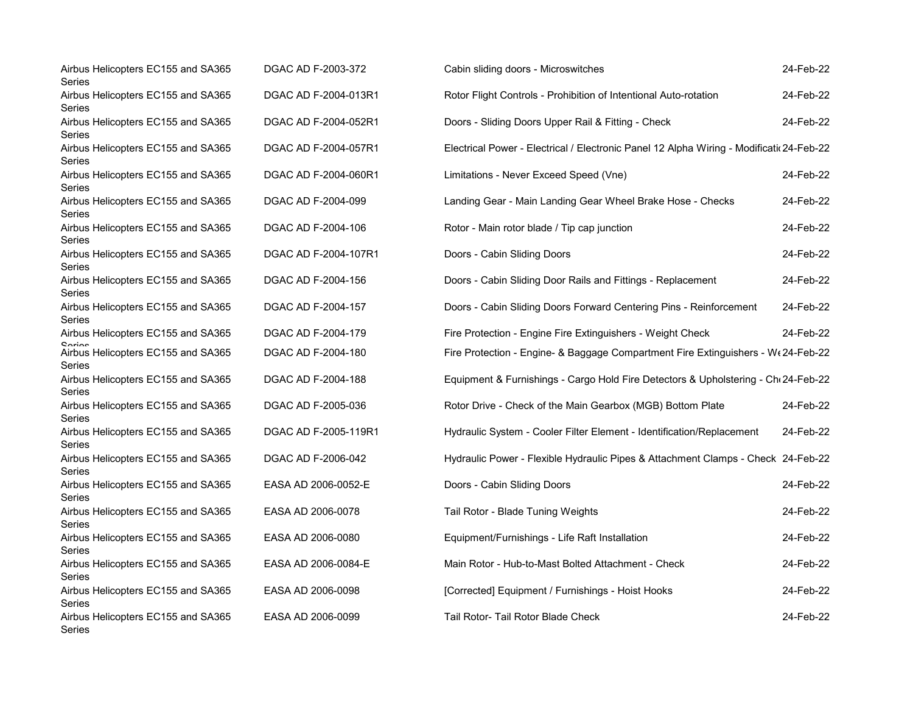| | | | |
|---|---|---|---|
| Airbus Helicopters EC155 and SA365 Series | DGAC AD F-2003-372 | Cabin sliding doors - Microswitches | 24-Feb-22 |
| Airbus Helicopters EC155 and SA365 Series | DGAC AD F-2004-013R1 | Rotor Flight Controls - Prohibition of Intentional Auto-rotation | 24-Feb-22 |
| Airbus Helicopters EC155 and SA365 Series | DGAC AD F-2004-052R1 | Doors - Sliding Doors Upper Rail & Fitting - Check | 24-Feb-22 |
| Airbus Helicopters EC155 and SA365 Series | DGAC AD F-2004-057R1 | Electrical Power - Electrical / Electronic Panel 12 Alpha Wiring - Modificati | 24-Feb-22 |
| Airbus Helicopters EC155 and SA365 Series | DGAC AD F-2004-060R1 | Limitations - Never Exceed Speed (Vne) | 24-Feb-22 |
| Airbus Helicopters EC155 and SA365 Series | DGAC AD F-2004-099 | Landing Gear - Main Landing Gear Wheel Brake Hose - Checks | 24-Feb-22 |
| Airbus Helicopters EC155 and SA365 Series | DGAC AD F-2004-106 | Rotor - Main rotor blade / Tip cap junction | 24-Feb-22 |
| Airbus Helicopters EC155 and SA365 Series | DGAC AD F-2004-107R1 | Doors - Cabin Sliding Doors | 24-Feb-22 |
| Airbus Helicopters EC155 and SA365 Series | DGAC AD F-2004-156 | Doors - Cabin Sliding Door Rails and Fittings - Replacement | 24-Feb-22 |
| Airbus Helicopters EC155 and SA365 Series | DGAC AD F-2004-157 | Doors - Cabin Sliding Doors Forward Centering Pins - Reinforcement | 24-Feb-22 |
| Airbus Helicopters EC155 and SA365 Series | DGAC AD F-2004-179 | Fire Protection - Engine Fire Extinguishers - Weight Check | 24-Feb-22 |
| Airbus Helicopters EC155 and SA365 Series | DGAC AD F-2004-180 | Fire Protection - Engine- & Baggage Compartment Fire Extinguishers - We | 24-Feb-22 |
| Airbus Helicopters EC155 and SA365 Series | DGAC AD F-2004-188 | Equipment & Furnishings - Cargo Hold Fire Detectors & Upholstering - Ch | 24-Feb-22 |
| Airbus Helicopters EC155 and SA365 Series | DGAC AD F-2005-036 | Rotor Drive - Check of the Main Gearbox (MGB) Bottom Plate | 24-Feb-22 |
| Airbus Helicopters EC155 and SA365 Series | DGAC AD F-2005-119R1 | Hydraulic System - Cooler Filter Element - Identification/Replacement | 24-Feb-22 |
| Airbus Helicopters EC155 and SA365 Series | DGAC AD F-2006-042 | Hydraulic Power - Flexible Hydraulic Pipes & Attachment Clamps - Check | 24-Feb-22 |
| Airbus Helicopters EC155 and SA365 Series | EASA AD 2006-0052-E | Doors - Cabin Sliding Doors | 24-Feb-22 |
| Airbus Helicopters EC155 and SA365 Series | EASA AD 2006-0078 | Tail Rotor - Blade Tuning Weights | 24-Feb-22 |
| Airbus Helicopters EC155 and SA365 Series | EASA AD 2006-0080 | Equipment/Furnishings - Life Raft Installation | 24-Feb-22 |
| Airbus Helicopters EC155 and SA365 Series | EASA AD 2006-0084-E | Main Rotor - Hub-to-Mast Bolted Attachment - Check | 24-Feb-22 |
| Airbus Helicopters EC155 and SA365 Series | EASA AD 2006-0098 | [Corrected] Equipment / Furnishings - Hoist Hooks | 24-Feb-22 |
| Airbus Helicopters EC155 and SA365 Series | EASA AD 2006-0099 | Tail Rotor- Tail Rotor Blade Check | 24-Feb-22 |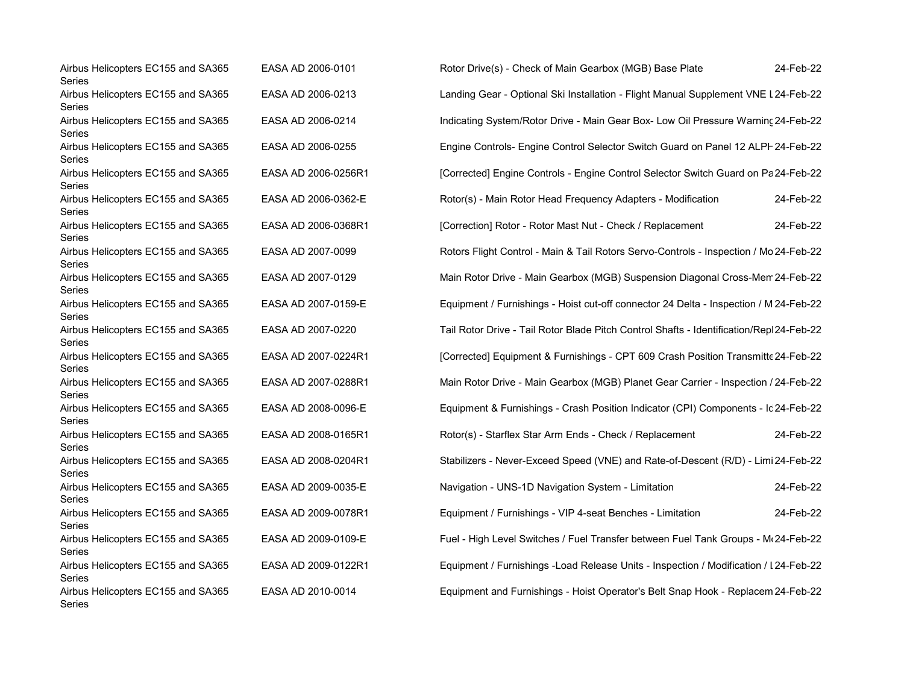| | | | |
|---|---|---|---|
| Airbus Helicopters EC155 and SA365 Series | EASA AD 2006-0101 | Rotor Drive(s) - Check of Main Gearbox (MGB) Base Plate | 24-Feb-22 |
| Airbus Helicopters EC155 and SA365 Series | EASA AD 2006-0213 | Landing Gear - Optional Ski Installation - Flight Manual Supplement VNE L | 24-Feb-22 |
| Airbus Helicopters EC155 and SA365 Series | EASA AD 2006-0214 | Indicating System/Rotor Drive - Main Gear Box- Low Oil Pressure Warning | 24-Feb-22 |
| Airbus Helicopters EC155 and SA365 Series | EASA AD 2006-0255 | Engine Controls- Engine Control Selector Switch Guard on Panel 12 ALPH | 24-Feb-22 |
| Airbus Helicopters EC155 and SA365 Series | EASA AD 2006-0256R1 | [Corrected] Engine Controls - Engine Control Selector Switch Guard on Pa | 24-Feb-22 |
| Airbus Helicopters EC155 and SA365 Series | EASA AD 2006-0362-E | Rotor(s) - Main Rotor Head Frequency Adapters - Modification | 24-Feb-22 |
| Airbus Helicopters EC155 and SA365 Series | EASA AD 2006-0368R1 | [Correction] Rotor - Rotor Mast Nut - Check / Replacement | 24-Feb-22 |
| Airbus Helicopters EC155 and SA365 Series | EASA AD 2007-0099 | Rotors Flight Control - Main & Tail Rotors Servo-Controls - Inspection / Mo | 24-Feb-22 |
| Airbus Helicopters EC155 and SA365 Series | EASA AD 2007-0129 | Main Rotor Drive - Main Gearbox (MGB) Suspension Diagonal Cross-Mem | 24-Feb-22 |
| Airbus Helicopters EC155 and SA365 Series | EASA AD 2007-0159-E | Equipment / Furnishings - Hoist cut-off connector 24 Delta - Inspection / M | 24-Feb-22 |
| Airbus Helicopters EC155 and SA365 Series | EASA AD 2007-0220 | Tail Rotor Drive - Tail Rotor Blade Pitch Control Shafts - Identification/Repl | 24-Feb-22 |
| Airbus Helicopters EC155 and SA365 Series | EASA AD 2007-0224R1 | [Corrected] Equipment & Furnishings - CPT 609 Crash Position Transmitte | 24-Feb-22 |
| Airbus Helicopters EC155 and SA365 Series | EASA AD 2007-0288R1 | Main Rotor Drive - Main Gearbox (MGB) Planet Gear Carrier - Inspection / | 24-Feb-22 |
| Airbus Helicopters EC155 and SA365 Series | EASA AD 2008-0096-E | Equipment & Furnishings - Crash Position Indicator (CPI) Components - Ic | 24-Feb-22 |
| Airbus Helicopters EC155 and SA365 Series | EASA AD 2008-0165R1 | Rotor(s) - Starflex Star Arm Ends - Check / Replacement | 24-Feb-22 |
| Airbus Helicopters EC155 and SA365 Series | EASA AD 2008-0204R1 | Stabilizers - Never-Exceed Speed (VNE) and Rate-of-Descent (R/D) - Limi | 24-Feb-22 |
| Airbus Helicopters EC155 and SA365 Series | EASA AD 2009-0035-E | Navigation - UNS-1D Navigation System - Limitation | 24-Feb-22 |
| Airbus Helicopters EC155 and SA365 Series | EASA AD 2009-0078R1 | Equipment / Furnishings - VIP 4-seat Benches - Limitation | 24-Feb-22 |
| Airbus Helicopters EC155 and SA365 Series | EASA AD 2009-0109-E | Fuel - High Level Switches / Fuel Transfer between Fuel Tank Groups - M | 24-Feb-22 |
| Airbus Helicopters EC155 and SA365 Series | EASA AD 2009-0122R1 | Equipment / Furnishings -Load Release Units - Inspection / Modification / L | 24-Feb-22 |
| Airbus Helicopters EC155 and SA365 Series | EASA AD 2010-0014 | Equipment and Furnishings - Hoist Operator's Belt Snap Hook - Replacem | 24-Feb-22 |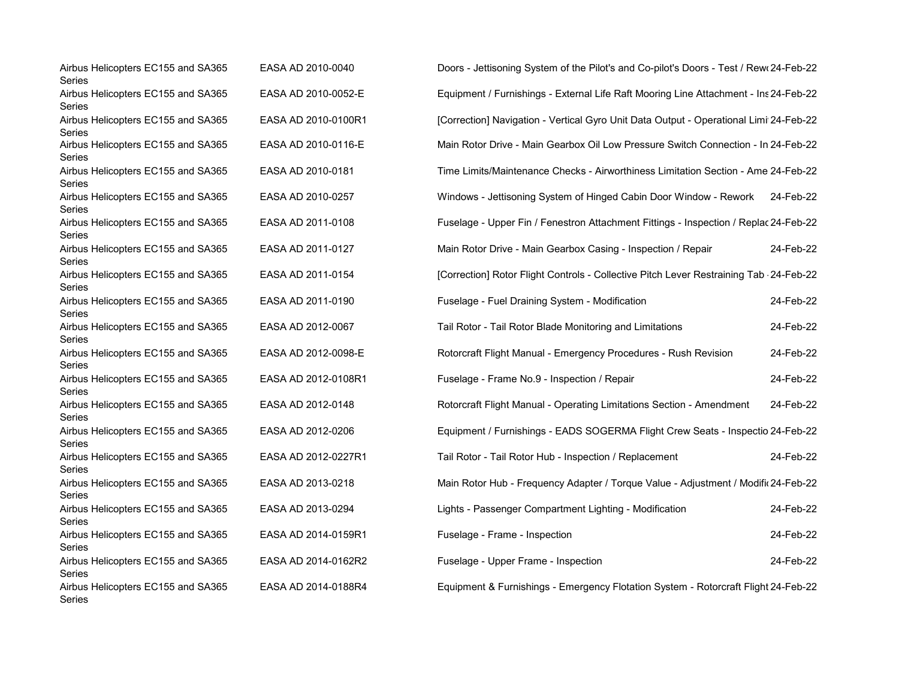| | | | |
|---|---|---|---|
| Airbus Helicopters EC155 and SA365 Series | EASA AD 2010-0040 | Doors - Jettisoning System of the Pilot's and Co-pilot's Doors - Test / Rew | 24-Feb-22 |
| Airbus Helicopters EC155 and SA365 Series | EASA AD 2010-0052-E | Equipment / Furnishings - External Life Raft Mooring Line Attachment - Ins | 24-Feb-22 |
| Airbus Helicopters EC155 and SA365 Series | EASA AD 2010-0100R1 | [Correction] Navigation - Vertical Gyro Unit Data Output - Operational Limi | 24-Feb-22 |
| Airbus Helicopters EC155 and SA365 Series | EASA AD 2010-0116-E | Main Rotor Drive - Main Gearbox Oil Low Pressure Switch Connection - In | 24-Feb-22 |
| Airbus Helicopters EC155 and SA365 Series | EASA AD 2010-0181 | Time Limits/Maintenance Checks - Airworthiness Limitation Section - Ame | 24-Feb-22 |
| Airbus Helicopters EC155 and SA365 Series | EASA AD 2010-0257 | Windows - Jettisoning System of Hinged Cabin Door Window - Rework | 24-Feb-22 |
| Airbus Helicopters EC155 and SA365 Series | EASA AD 2011-0108 | Fuselage - Upper Fin / Fenestron Attachment Fittings - Inspection / Replac | 24-Feb-22 |
| Airbus Helicopters EC155 and SA365 Series | EASA AD 2011-0127 | Main Rotor Drive - Main Gearbox Casing - Inspection / Repair | 24-Feb-22 |
| Airbus Helicopters EC155 and SA365 Series | EASA AD 2011-0154 | [Correction] Rotor Flight Controls - Collective Pitch Lever Restraining Tab | 24-Feb-22 |
| Airbus Helicopters EC155 and SA365 Series | EASA AD 2011-0190 | Fuselage - Fuel Draining System - Modification | 24-Feb-22 |
| Airbus Helicopters EC155 and SA365 Series | EASA AD 2012-0067 | Tail Rotor - Tail Rotor Blade Monitoring and Limitations | 24-Feb-22 |
| Airbus Helicopters EC155 and SA365 Series | EASA AD 2012-0098-E | Rotorcraft Flight Manual - Emergency Procedures - Rush Revision | 24-Feb-22 |
| Airbus Helicopters EC155 and SA365 Series | EASA AD 2012-0108R1 | Fuselage - Frame No.9 - Inspection / Repair | 24-Feb-22 |
| Airbus Helicopters EC155 and SA365 Series | EASA AD 2012-0148 | Rotorcraft Flight Manual - Operating Limitations Section - Amendment | 24-Feb-22 |
| Airbus Helicopters EC155 and SA365 Series | EASA AD 2012-0206 | Equipment / Furnishings - EADS SOGERMA Flight Crew Seats - Inspectio | 24-Feb-22 |
| Airbus Helicopters EC155 and SA365 Series | EASA AD 2012-0227R1 | Tail Rotor - Tail Rotor Hub - Inspection / Replacement | 24-Feb-22 |
| Airbus Helicopters EC155 and SA365 Series | EASA AD 2013-0218 | Main Rotor Hub - Frequency Adapter / Torque Value - Adjustment / Modifi | 24-Feb-22 |
| Airbus Helicopters EC155 and SA365 Series | EASA AD 2013-0294 | Lights - Passenger Compartment Lighting - Modification | 24-Feb-22 |
| Airbus Helicopters EC155 and SA365 Series | EASA AD 2014-0159R1 | Fuselage - Frame - Inspection | 24-Feb-22 |
| Airbus Helicopters EC155 and SA365 Series | EASA AD 2014-0162R2 | Fuselage - Upper Frame - Inspection | 24-Feb-22 |
| Airbus Helicopters EC155 and SA365 Series | EASA AD 2014-0188R4 | Equipment & Furnishings - Emergency Flotation System - Rotorcraft Flight | 24-Feb-22 |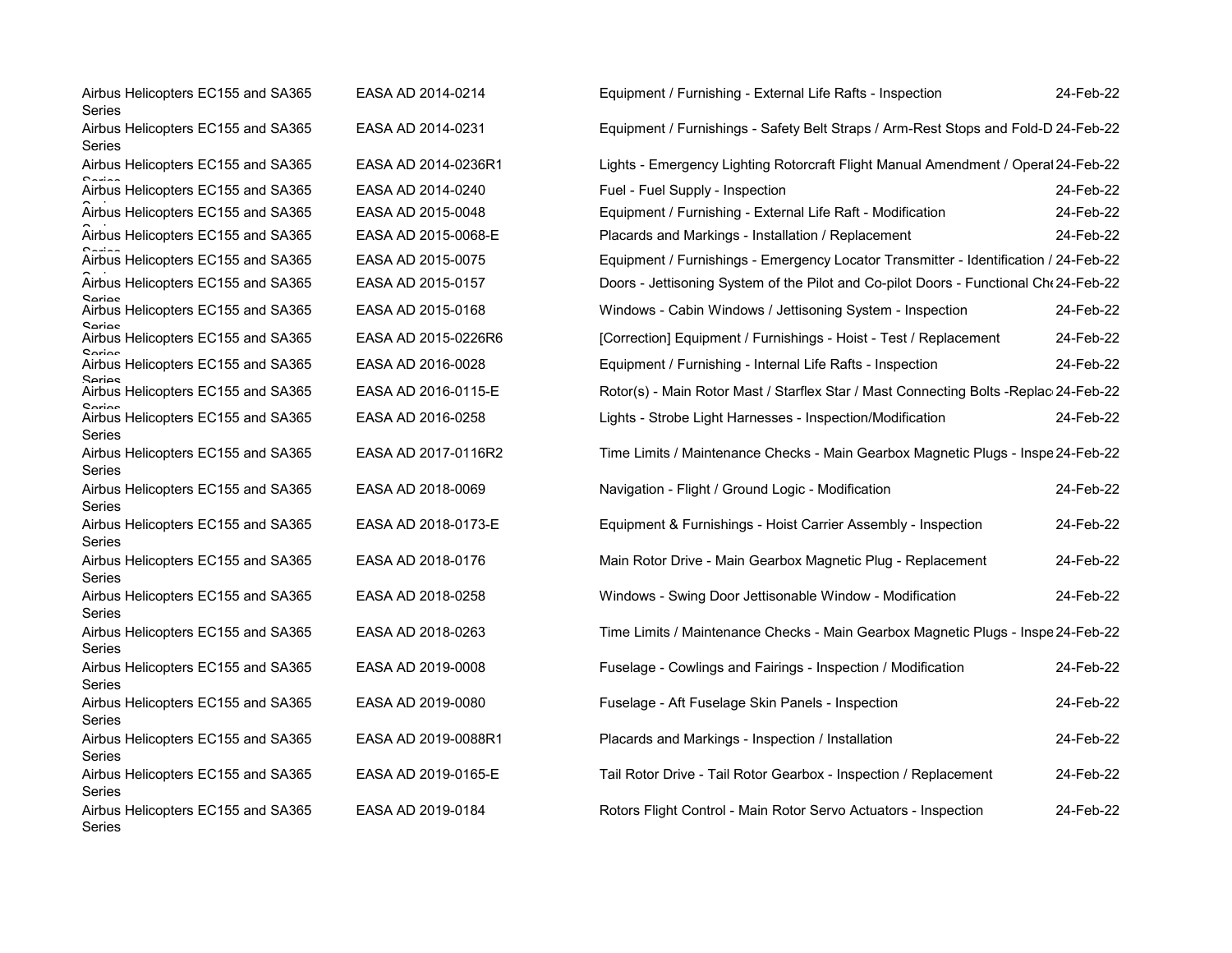| | | | |
|---|---|---|---|
| Airbus Helicopters EC155 and SA365 Series | EASA AD 2014-0214 | Equipment / Furnishing - External Life Rafts - Inspection | 24-Feb-22 |
| Airbus Helicopters EC155 and SA365 Series | EASA AD 2014-0231 | Equipment / Furnishings - Safety Belt Straps / Arm-Rest Stops and Fold-D | 24-Feb-22 |
| Airbus Helicopters EC155 and SA365 Series | EASA AD 2014-0236R1 | Lights - Emergency Lighting Rotorcraft Flight Manual Amendment / Operat | 24-Feb-22 |
| Airbus Helicopters EC155 and SA365 Series | EASA AD 2014-0240 | Fuel - Fuel Supply - Inspection | 24-Feb-22 |
| Airbus Helicopters EC155 and SA365 Series | EASA AD 2015-0048 | Equipment / Furnishing - External Life Raft - Modification | 24-Feb-22 |
| Airbus Helicopters EC155 and SA365 Series | EASA AD 2015-0068-E | Placards and Markings - Installation / Replacement | 24-Feb-22 |
| Airbus Helicopters EC155 and SA365 Series | EASA AD 2015-0075 | Equipment / Furnishings - Emergency Locator Transmitter - Identification / | 24-Feb-22 |
| Airbus Helicopters EC155 and SA365 Series | EASA AD 2015-0157 | Doors - Jettisoning System of the Pilot and Co-pilot Doors - Functional Che | 24-Feb-22 |
| Airbus Helicopters EC155 and SA365 Series | EASA AD 2015-0168 | Windows - Cabin Windows / Jettisoning System - Inspection | 24-Feb-22 |
| Airbus Helicopters EC155 and SA365 Series | EASA AD 2015-0226R6 | [Correction] Equipment / Furnishings - Hoist - Test / Replacement | 24-Feb-22 |
| Airbus Helicopters EC155 and SA365 Series | EASA AD 2016-0028 | Equipment / Furnishing - Internal Life Rafts - Inspection | 24-Feb-22 |
| Airbus Helicopters EC155 and SA365 Series | EASA AD 2016-0115-E | Rotor(s) - Main Rotor Mast / Starflex Star / Mast Connecting Bolts -Replac | 24-Feb-22 |
| Airbus Helicopters EC155 and SA365 Series | EASA AD 2016-0258 | Lights - Strobe Light Harnesses - Inspection/Modification | 24-Feb-22 |
| Airbus Helicopters EC155 and SA365 Series | EASA AD 2017-0116R2 | Time Limits / Maintenance Checks - Main Gearbox Magnetic Plugs - Inspe | 24-Feb-22 |
| Airbus Helicopters EC155 and SA365 Series | EASA AD 2018-0069 | Navigation - Flight / Ground Logic - Modification | 24-Feb-22 |
| Airbus Helicopters EC155 and SA365 Series | EASA AD 2018-0173-E | Equipment & Furnishings - Hoist Carrier Assembly - Inspection | 24-Feb-22 |
| Airbus Helicopters EC155 and SA365 Series | EASA AD 2018-0176 | Main Rotor Drive - Main Gearbox Magnetic Plug - Replacement | 24-Feb-22 |
| Airbus Helicopters EC155 and SA365 Series | EASA AD 2018-0258 | Windows - Swing Door Jettisonable Window - Modification | 24-Feb-22 |
| Airbus Helicopters EC155 and SA365 Series | EASA AD 2018-0263 | Time Limits / Maintenance Checks - Main Gearbox Magnetic Plugs - Inspe | 24-Feb-22 |
| Airbus Helicopters EC155 and SA365 Series | EASA AD 2019-0008 | Fuselage - Cowlings and Fairings - Inspection / Modification | 24-Feb-22 |
| Airbus Helicopters EC155 and SA365 Series | EASA AD 2019-0080 | Fuselage - Aft Fuselage Skin Panels - Inspection | 24-Feb-22 |
| Airbus Helicopters EC155 and SA365 Series | EASA AD 2019-0088R1 | Placards and Markings - Inspection / Installation | 24-Feb-22 |
| Airbus Helicopters EC155 and SA365 Series | EASA AD 2019-0165-E | Tail Rotor Drive - Tail Rotor Gearbox - Inspection / Replacement | 24-Feb-22 |
| Airbus Helicopters EC155 and SA365 Series | EASA AD 2019-0184 | Rotors Flight Control - Main Rotor Servo Actuators - Inspection | 24-Feb-22 |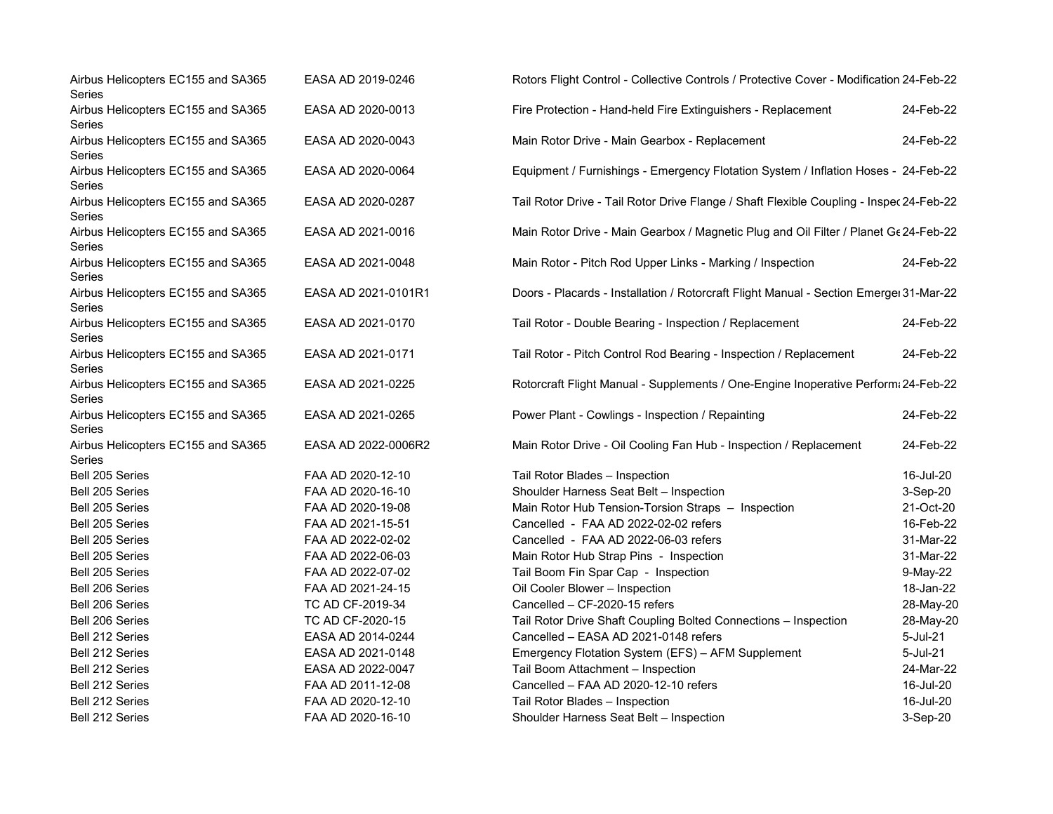| | | | |
|---|---|---|---|
| Airbus Helicopters EC155 and SA365 Series | EASA AD 2019-0246 | Rotors Flight Control - Collective Controls / Protective Cover - Modification | 24-Feb-22 |
| Airbus Helicopters EC155 and SA365 Series | EASA AD 2020-0013 | Fire Protection - Hand-held Fire Extinguishers - Replacement | 24-Feb-22 |
| Airbus Helicopters EC155 and SA365 Series | EASA AD 2020-0043 | Main Rotor Drive - Main Gearbox - Replacement | 24-Feb-22 |
| Airbus Helicopters EC155 and SA365 Series | EASA AD 2020-0064 | Equipment / Furnishings - Emergency Flotation System / Inflation Hoses - | 24-Feb-22 |
| Airbus Helicopters EC155 and SA365 Series | EASA AD 2020-0287 | Tail Rotor Drive - Tail Rotor Drive Flange / Shaft Flexible Coupling - Inspec | 24-Feb-22 |
| Airbus Helicopters EC155 and SA365 Series | EASA AD 2021-0016 | Main Rotor Drive - Main Gearbox / Magnetic Plug and Oil Filter / Planet Ge | 24-Feb-22 |
| Airbus Helicopters EC155 and SA365 Series | EASA AD 2021-0048 | Main Rotor - Pitch Rod Upper Links - Marking / Inspection | 24-Feb-22 |
| Airbus Helicopters EC155 and SA365 Series | EASA AD 2021-0101R1 | Doors - Placards - Installation / Rotorcraft Flight Manual - Section Emerge | 31-Mar-22 |
| Airbus Helicopters EC155 and SA365 Series | EASA AD 2021-0170 | Tail Rotor - Double Bearing - Inspection / Replacement | 24-Feb-22 |
| Airbus Helicopters EC155 and SA365 Series | EASA AD 2021-0171 | Tail Rotor - Pitch Control Rod Bearing - Inspection / Replacement | 24-Feb-22 |
| Airbus Helicopters EC155 and SA365 Series | EASA AD 2021-0225 | Rotorcraft Flight Manual - Supplements / One-Engine Inoperative Perform | 24-Feb-22 |
| Airbus Helicopters EC155 and SA365 Series | EASA AD 2021-0265 | Power Plant - Cowlings - Inspection / Repainting | 24-Feb-22 |
| Airbus Helicopters EC155 and SA365 Series | EASA AD 2022-0006R2 | Main Rotor Drive - Oil Cooling Fan Hub - Inspection / Replacement | 24-Feb-22 |
| Bell 205 Series | FAA AD 2020-12-10 | Tail Rotor Blades – Inspection | 16-Jul-20 |
| Bell 205 Series | FAA AD 2020-16-10 | Shoulder Harness Seat Belt – Inspection | 3-Sep-20 |
| Bell 205 Series | FAA AD 2020-19-08 | Main Rotor Hub Tension-Torsion Straps – Inspection | 21-Oct-20 |
| Bell 205 Series | FAA AD 2021-15-51 | Cancelled - FAA AD 2022-02-02 refers | 16-Feb-22 |
| Bell 205 Series | FAA AD 2022-02-02 | Cancelled - FAA AD 2022-06-03 refers | 31-Mar-22 |
| Bell 205 Series | FAA AD 2022-06-03 | Main Rotor Hub Strap Pins - Inspection | 31-Mar-22 |
| Bell 205 Series | FAA AD 2022-07-02 | Tail Boom Fin Spar Cap - Inspection | 9-May-22 |
| Bell 206 Series | FAA AD 2021-24-15 | Oil Cooler Blower – Inspection | 18-Jan-22 |
| Bell 206 Series | TC AD CF-2019-34 | Cancelled – CF-2020-15 refers | 28-May-20 |
| Bell 206 Series | TC AD CF-2020-15 | Tail Rotor Drive Shaft Coupling Bolted Connections – Inspection | 28-May-20 |
| Bell 212 Series | EASA AD 2014-0244 | Cancelled – EASA AD 2021-0148 refers | 5-Jul-21 |
| Bell 212 Series | EASA AD 2021-0148 | Emergency Flotation System (EFS) – AFM Supplement | 5-Jul-21 |
| Bell 212 Series | EASA AD 2022-0047 | Tail Boom Attachment – Inspection | 24-Mar-22 |
| Bell 212 Series | FAA AD 2011-12-08 | Cancelled – FAA AD 2020-12-10 refers | 16-Jul-20 |
| Bell 212 Series | FAA AD 2020-12-10 | Tail Rotor Blades – Inspection | 16-Jul-20 |
| Bell 212 Series | FAA AD 2020-16-10 | Shoulder Harness Seat Belt – Inspection | 3-Sep-20 |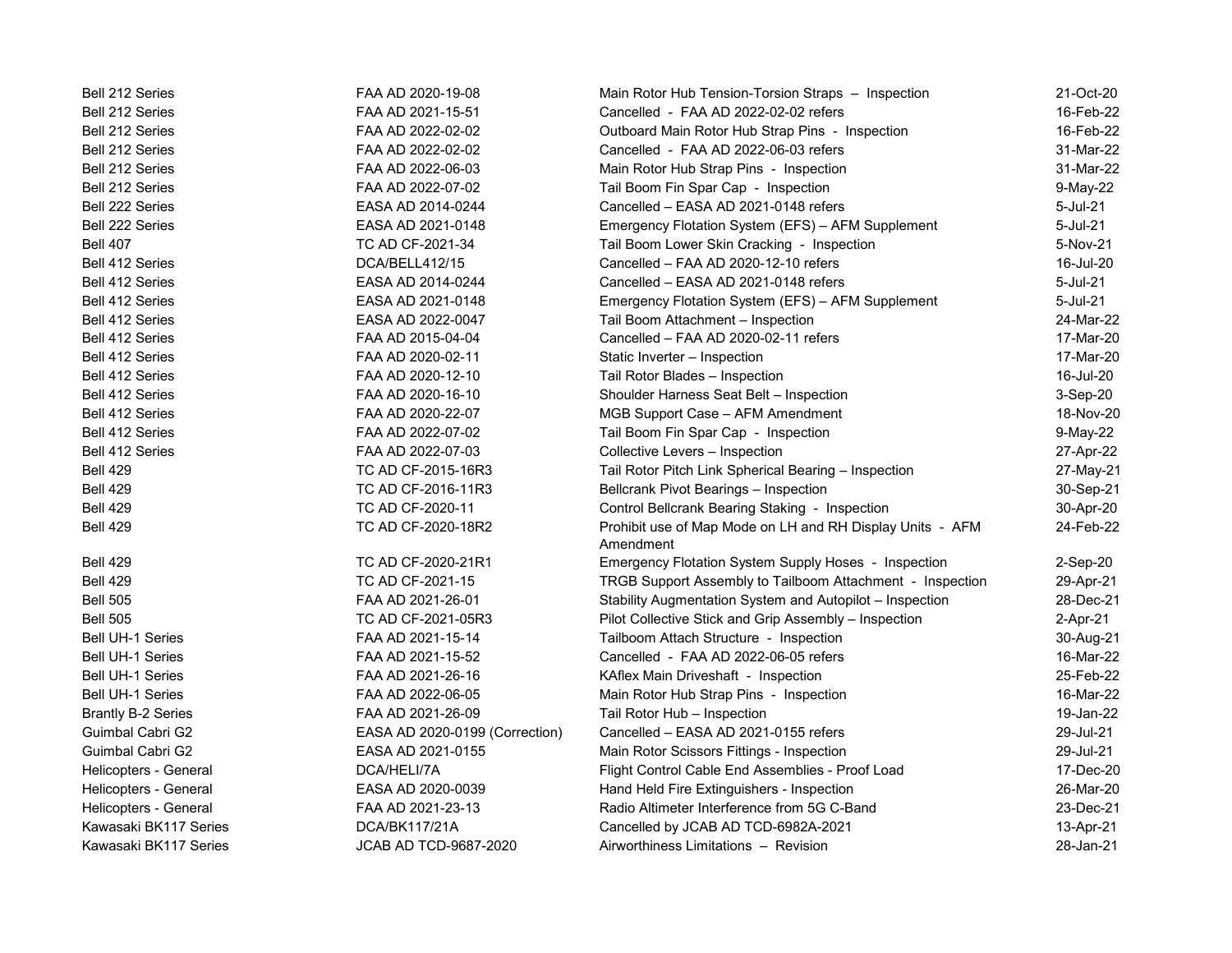| | | | |
|---|---|---|---|
| Bell 212 Series | FAA AD 2020-19-08 | Main Rotor Hub Tension-Torsion Straps – Inspection | 21-Oct-20 |
| Bell 212 Series | FAA AD 2021-15-51 | Cancelled - FAA AD 2022-02-02 refers | 16-Feb-22 |
| Bell 212 Series | FAA AD 2022-02-02 | Outboard Main Rotor Hub Strap Pins - Inspection | 16-Feb-22 |
| Bell 212 Series | FAA AD 2022-02-02 | Cancelled - FAA AD 2022-06-03 refers | 31-Mar-22 |
| Bell 212 Series | FAA AD 2022-06-03 | Main Rotor Hub Strap Pins - Inspection | 31-Mar-22 |
| Bell 212 Series | FAA AD 2022-07-02 | Tail Boom Fin Spar Cap - Inspection | 9-May-22 |
| Bell 222 Series | EASA AD 2014-0244 | Cancelled – EASA AD 2021-0148 refers | 5-Jul-21 |
| Bell 222 Series | EASA AD 2021-0148 | Emergency Flotation System (EFS) – AFM Supplement | 5-Jul-21 |
| Bell 407 | TC AD CF-2021-34 | Tail Boom Lower Skin Cracking - Inspection | 5-Nov-21 |
| Bell 412 Series | DCA/BELL412/15 | Cancelled – FAA AD 2020-12-10 refers | 16-Jul-20 |
| Bell 412 Series | EASA AD 2014-0244 | Cancelled – EASA AD 2021-0148 refers | 5-Jul-21 |
| Bell 412 Series | EASA AD 2021-0148 | Emergency Flotation System (EFS) – AFM Supplement | 5-Jul-21 |
| Bell 412 Series | EASA AD 2022-0047 | Tail Boom Attachment – Inspection | 24-Mar-22 |
| Bell 412 Series | FAA AD 2015-04-04 | Cancelled – FAA AD 2020-02-11 refers | 17-Mar-20 |
| Bell 412 Series | FAA AD 2020-02-11 | Static Inverter – Inspection | 17-Mar-20 |
| Bell 412 Series | FAA AD 2020-12-10 | Tail Rotor Blades – Inspection | 16-Jul-20 |
| Bell 412 Series | FAA AD 2020-16-10 | Shoulder Harness Seat Belt – Inspection | 3-Sep-20 |
| Bell 412 Series | FAA AD 2020-22-07 | MGB Support Case – AFM Amendment | 18-Nov-20 |
| Bell 412 Series | FAA AD 2022-07-02 | Tail Boom Fin Spar Cap - Inspection | 9-May-22 |
| Bell 412 Series | FAA AD 2022-07-03 | Collective Levers – Inspection | 27-Apr-22 |
| Bell 429 | TC AD CF-2015-16R3 | Tail Rotor Pitch Link Spherical Bearing – Inspection | 27-May-21 |
| Bell 429 | TC AD CF-2016-11R3 | Bellcrank Pivot Bearings – Inspection | 30-Sep-21 |
| Bell 429 | TC AD CF-2020-11 | Control Bellcrank Bearing Staking - Inspection | 30-Apr-20 |
| Bell 429 | TC AD CF-2020-18R2 | Prohibit use of Map Mode on LH and RH Display Units - AFM Amendment | 24-Feb-22 |
| Bell 429 | TC AD CF-2020-21R1 | Emergency Flotation System Supply Hoses - Inspection | 2-Sep-20 |
| Bell 429 | TC AD CF-2021-15 | TRGB Support Assembly to Tailboom Attachment - Inspection | 29-Apr-21 |
| Bell 505 | FAA AD 2021-26-01 | Stability Augmentation System and Autopilot – Inspection | 28-Dec-21 |
| Bell 505 | TC AD CF-2021-05R3 | Pilot Collective Stick and Grip Assembly – Inspection | 2-Apr-21 |
| Bell UH-1 Series | FAA AD 2021-15-14 | Tailboom Attach Structure - Inspection | 30-Aug-21 |
| Bell UH-1 Series | FAA AD 2021-15-52 | Cancelled - FAA AD 2022-06-05 refers | 16-Mar-22 |
| Bell UH-1 Series | FAA AD 2021-26-16 | KAflex Main Driveshaft - Inspection | 25-Feb-22 |
| Bell UH-1 Series | FAA AD 2022-06-05 | Main Rotor Hub Strap Pins - Inspection | 16-Mar-22 |
| Brantly B-2 Series | FAA AD 2021-26-09 | Tail Rotor Hub – Inspection | 19-Jan-22 |
| Guimbal Cabri G2 | EASA AD 2020-0199 (Correction) | Cancelled – EASA AD 2021-0155 refers | 29-Jul-21 |
| Guimbal Cabri G2 | EASA AD 2021-0155 | Main Rotor Scissors Fittings - Inspection | 29-Jul-21 |
| Helicopters - General | DCA/HELI/7A | Flight Control Cable End Assemblies - Proof Load | 17-Dec-20 |
| Helicopters - General | EASA AD 2020-0039 | Hand Held Fire Extinguishers - Inspection | 26-Mar-20 |
| Helicopters - General | FAA AD 2021-23-13 | Radio Altimeter Interference from 5G C-Band | 23-Dec-21 |
| Kawasaki BK117 Series | DCA/BK117/21A | Cancelled by JCAB AD TCD-6982A-2021 | 13-Apr-21 |
| Kawasaki BK117 Series | JCAB AD TCD-9687-2020 | Airworthiness Limitations – Revision | 28-Jan-21 |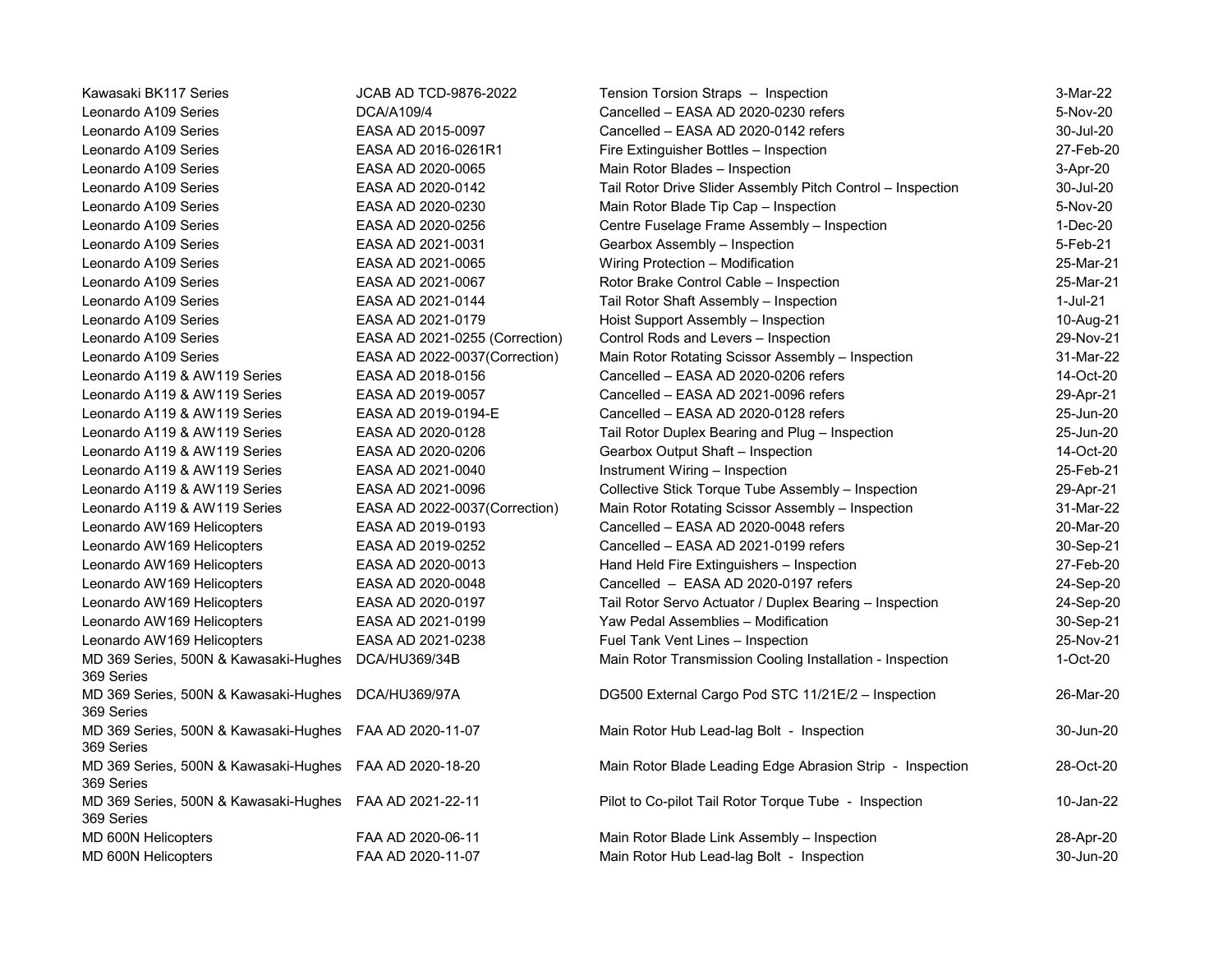| | | | |
|---|---|---|---|
| Kawasaki BK117 Series | JCAB AD TCD-9876-2022 | Tension Torsion Straps – Inspection | 3-Mar-22 |
| Leonardo A109 Series | DCA/A109/4 | Cancelled – EASA AD 2020-0230 refers | 5-Nov-20 |
| Leonardo A109 Series | EASA AD 2015-0097 | Cancelled – EASA AD 2020-0142 refers | 30-Jul-20 |
| Leonardo A109 Series | EASA AD 2016-0261R1 | Fire Extinguisher Bottles – Inspection | 27-Feb-20 |
| Leonardo A109 Series | EASA AD 2020-0065 | Main Rotor Blades – Inspection | 3-Apr-20 |
| Leonardo A109 Series | EASA AD 2020-0142 | Tail Rotor Drive Slider Assembly Pitch Control – Inspection | 30-Jul-20 |
| Leonardo A109 Series | EASA AD 2020-0230 | Main Rotor Blade Tip Cap – Inspection | 5-Nov-20 |
| Leonardo A109 Series | EASA AD 2020-0256 | Centre Fuselage Frame Assembly – Inspection | 1-Dec-20 |
| Leonardo A109 Series | EASA AD 2021-0031 | Gearbox Assembly – Inspection | 5-Feb-21 |
| Leonardo A109 Series | EASA AD 2021-0065 | Wiring Protection – Modification | 25-Mar-21 |
| Leonardo A109 Series | EASA AD 2021-0067 | Rotor Brake Control Cable – Inspection | 25-Mar-21 |
| Leonardo A109 Series | EASA AD 2021-0144 | Tail Rotor Shaft Assembly – Inspection | 1-Jul-21 |
| Leonardo A109 Series | EASA AD 2021-0179 | Hoist Support Assembly – Inspection | 10-Aug-21 |
| Leonardo A109 Series | EASA AD 2021-0255 (Correction) | Control Rods and Levers – Inspection | 29-Nov-21 |
| Leonardo A109 Series | EASA AD 2022-0037(Correction) | Main Rotor Rotating Scissor Assembly – Inspection | 31-Mar-22 |
| Leonardo A119 & AW119 Series | EASA AD 2018-0156 | Cancelled – EASA AD 2020-0206 refers | 14-Oct-20 |
| Leonardo A119 & AW119 Series | EASA AD 2019-0057 | Cancelled – EASA AD 2021-0096 refers | 29-Apr-21 |
| Leonardo A119 & AW119 Series | EASA AD 2019-0194-E | Cancelled – EASA AD 2020-0128 refers | 25-Jun-20 |
| Leonardo A119 & AW119 Series | EASA AD 2020-0128 | Tail Rotor Duplex Bearing and Plug – Inspection | 25-Jun-20 |
| Leonardo A119 & AW119 Series | EASA AD 2020-0206 | Gearbox Output Shaft – Inspection | 14-Oct-20 |
| Leonardo A119 & AW119 Series | EASA AD 2021-0040 | Instrument Wiring – Inspection | 25-Feb-21 |
| Leonardo A119 & AW119 Series | EASA AD 2021-0096 | Collective Stick Torque Tube Assembly – Inspection | 29-Apr-21 |
| Leonardo A119 & AW119 Series | EASA AD 2022-0037(Correction) | Main Rotor Rotating Scissor Assembly – Inspection | 31-Mar-22 |
| Leonardo AW169 Helicopters | EASA AD 2019-0193 | Cancelled – EASA AD 2020-0048 refers | 20-Mar-20 |
| Leonardo AW169 Helicopters | EASA AD 2019-0252 | Cancelled – EASA AD 2021-0199 refers | 30-Sep-21 |
| Leonardo AW169 Helicopters | EASA AD 2020-0013 | Hand Held Fire Extinguishers – Inspection | 27-Feb-20 |
| Leonardo AW169 Helicopters | EASA AD 2020-0048 | Cancelled – EASA AD 2020-0197 refers | 24-Sep-20 |
| Leonardo AW169 Helicopters | EASA AD 2020-0197 | Tail Rotor Servo Actuator / Duplex Bearing – Inspection | 24-Sep-20 |
| Leonardo AW169 Helicopters | EASA AD 2021-0199 | Yaw Pedal Assemblies – Modification | 30-Sep-21 |
| Leonardo AW169 Helicopters | EASA AD 2021-0238 | Fuel Tank Vent Lines – Inspection | 25-Nov-21 |
| MD 369 Series, 500N & Kawasaki-Hughes 369 Series | DCA/HU369/34B | Main Rotor Transmission Cooling Installation - Inspection | 1-Oct-20 |
| MD 369 Series, 500N & Kawasaki-Hughes 369 Series | DCA/HU369/97A | DG500 External Cargo Pod STC 11/21E/2 – Inspection | 26-Mar-20 |
| MD 369 Series, 500N & Kawasaki-Hughes 369 Series | FAA AD 2020-11-07 | Main Rotor Hub Lead-lag Bolt - Inspection | 30-Jun-20 |
| MD 369 Series, 500N & Kawasaki-Hughes 369 Series | FAA AD 2020-18-20 | Main Rotor Blade Leading Edge Abrasion Strip - Inspection | 28-Oct-20 |
| MD 369 Series, 500N & Kawasaki-Hughes 369 Series | FAA AD 2021-22-11 | Pilot to Co-pilot Tail Rotor Torque Tube - Inspection | 10-Jan-22 |
| MD 600N Helicopters | FAA AD 2020-06-11 | Main Rotor Blade Link Assembly – Inspection | 28-Apr-20 |
| MD 600N Helicopters | FAA AD 2020-11-07 | Main Rotor Hub Lead-lag Bolt - Inspection | 30-Jun-20 |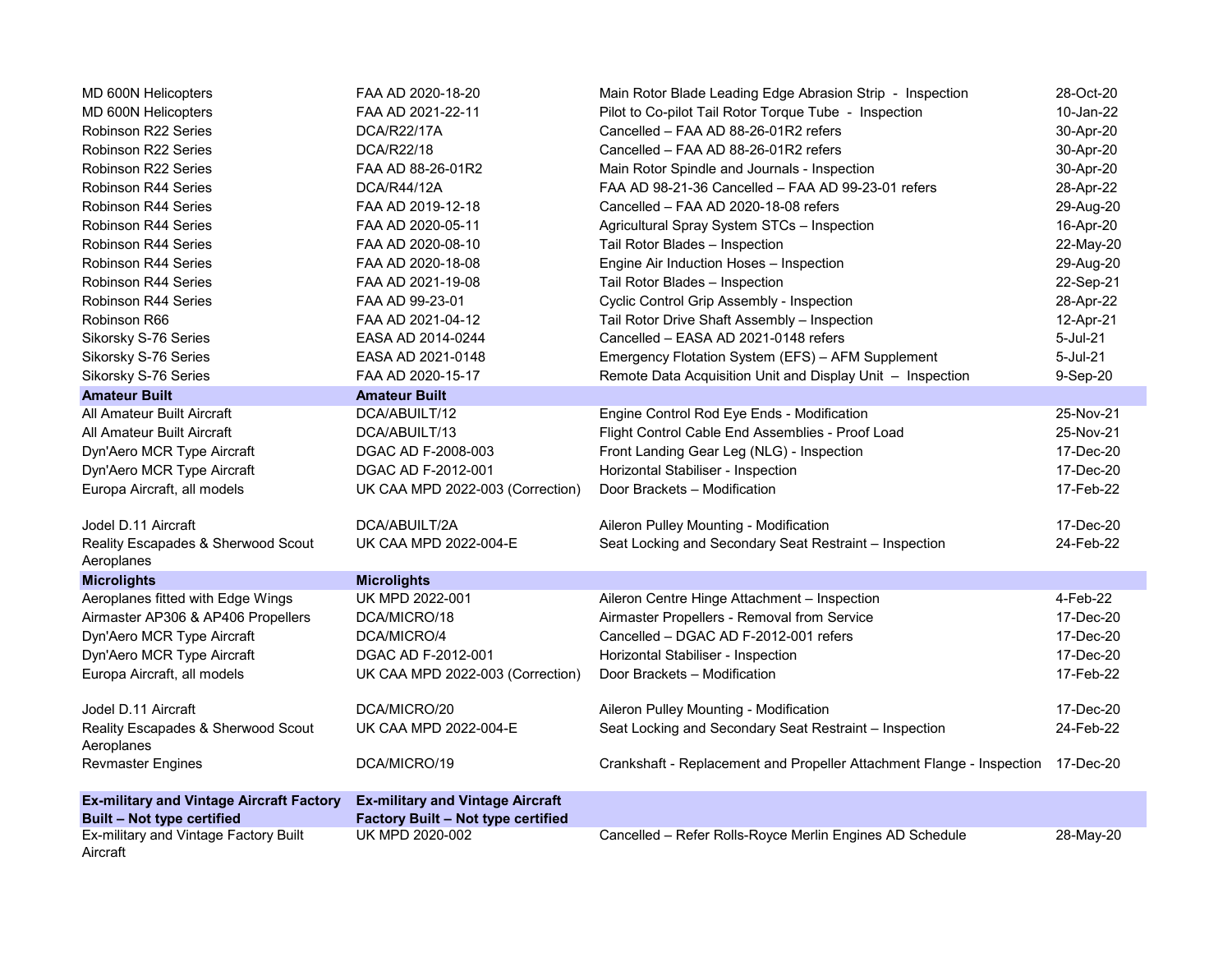| | | | |
|---|---|---|---|
| MD 600N Helicopters | FAA AD 2020-18-20 | Main Rotor Blade Leading Edge Abrasion Strip - Inspection | 28-Oct-20 |
| MD 600N Helicopters | FAA AD 2021-22-11 | Pilot to Co-pilot Tail Rotor Torque Tube - Inspection | 10-Jan-22 |
| Robinson R22 Series | DCA/R22/17A | Cancelled – FAA AD 88-26-01R2 refers | 30-Apr-20 |
| Robinson R22 Series | DCA/R22/18 | Cancelled – FAA AD 88-26-01R2 refers | 30-Apr-20 |
| Robinson R22 Series | FAA AD 88-26-01R2 | Main Rotor Spindle and Journals - Inspection | 30-Apr-20 |
| Robinson R44 Series | DCA/R44/12A | FAA AD 98-21-36 Cancelled – FAA AD 99-23-01 refers | 28-Apr-22 |
| Robinson R44 Series | FAA AD 2019-12-18 | Cancelled – FAA AD 2020-18-08 refers | 29-Aug-20 |
| Robinson R44 Series | FAA AD 2020-05-11 | Agricultural Spray System STCs – Inspection | 16-Apr-20 |
| Robinson R44 Series | FAA AD 2020-08-10 | Tail Rotor Blades – Inspection | 22-May-20 |
| Robinson R44 Series | FAA AD 2020-18-08 | Engine Air Induction Hoses – Inspection | 29-Aug-20 |
| Robinson R44 Series | FAA AD 2021-19-08 | Tail Rotor Blades – Inspection | 22-Sep-21 |
| Robinson R44 Series | FAA AD 99-23-01 | Cyclic Control Grip Assembly - Inspection | 28-Apr-22 |
| Robinson R66 | FAA AD 2021-04-12 | Tail Rotor Drive Shaft Assembly – Inspection | 12-Apr-21 |
| Sikorsky S-76 Series | EASA AD 2014-0244 | Cancelled – EASA AD 2021-0148 refers | 5-Jul-21 |
| Sikorsky S-76 Series | EASA AD 2021-0148 | Emergency Flotation System (EFS) – AFM Supplement | 5-Jul-21 |
| Sikorsky S-76 Series | FAA AD 2020-15-17 | Remote Data Acquisition Unit and Display Unit – Inspection | 9-Sep-20 |
| **Amateur Built** | **Amateur Built** | | |
| All Amateur Built Aircraft | DCA/ABUILT/12 | Engine Control Rod Eye Ends - Modification | 25-Nov-21 |
| All Amateur Built Aircraft | DCA/ABUILT/13 | Flight Control Cable End Assemblies - Proof Load | 25-Nov-21 |
| Dyn'Aero MCR Type Aircraft | DGAC AD F-2008-003 | Front Landing Gear Leg (NLG) - Inspection | 17-Dec-20 |
| Dyn'Aero MCR Type Aircraft | DGAC AD F-2012-001 | Horizontal Stabiliser - Inspection | 17-Dec-20 |
| Europa Aircraft, all models | UK CAA MPD 2022-003 (Correction) | Door Brackets – Modification | 17-Feb-22 |
| Jodel D.11 Aircraft | DCA/ABUILT/2A | Aileron Pulley Mounting - Modification | 17-Dec-20 |
| Reality Escapades & Sherwood Scout Aeroplanes | UK CAA MPD 2022-004-E | Seat Locking and Secondary Seat Restraint – Inspection | 24-Feb-22 |
| **Microlights** | **Microlights** | | |
| Aeroplanes fitted with Edge Wings | UK MPD 2022-001 | Aileron Centre Hinge Attachment – Inspection | 4-Feb-22 |
| Airmaster AP306 & AP406 Propellers | DCA/MICRO/18 | Airmaster Propellers - Removal from Service | 17-Dec-20 |
| Dyn'Aero MCR Type Aircraft | DCA/MICRO/4 | Cancelled – DGAC AD F-2012-001 refers | 17-Dec-20 |
| Dyn'Aero MCR Type Aircraft | DGAC AD F-2012-001 | Horizontal Stabiliser - Inspection | 17-Dec-20 |
| Europa Aircraft, all models | UK CAA MPD 2022-003 (Correction) | Door Brackets – Modification | 17-Feb-22 |
| Jodel D.11 Aircraft | DCA/MICRO/20 | Aileron Pulley Mounting - Modification | 17-Dec-20 |
| Reality Escapades & Sherwood Scout Aeroplanes | UK CAA MPD 2022-004-E | Seat Locking and Secondary Seat Restraint – Inspection | 24-Feb-22 |
| Revmaster Engines | DCA/MICRO/19 | Crankshaft - Replacement and Propeller Attachment Flange - Inspection | 17-Dec-20 |
| **Ex-military and Vintage Aircraft Factory Built – Not type certified** | **Ex-military and Vintage Aircraft Factory Built – Not type certified** | | |
| Ex-military and Vintage Factory Built Aircraft | UK MPD 2020-002 | Cancelled – Refer Rolls-Royce Merlin Engines AD Schedule | 28-May-20 |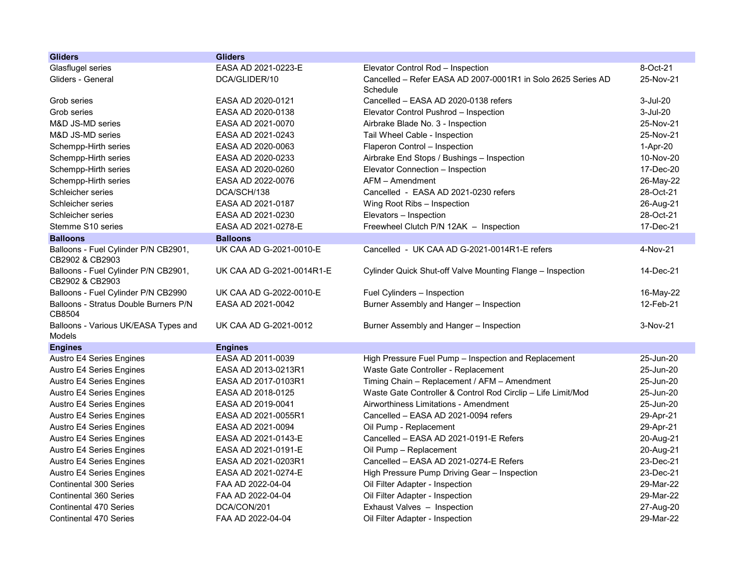| Gliders | Gliders | | |
|---|---|---|---|
| Glasflugel series | EASA AD 2021-0223-E | Elevator Control Rod – Inspection | 8-Oct-21 |
| Gliders - General | DCA/GLIDER/10 | Cancelled – Refer EASA AD 2007-0001R1 in Solo 2625 Series AD Schedule | 25-Nov-21 |
| Grob series | EASA AD 2020-0121 | Cancelled – EASA AD 2020-0138 refers | 3-Jul-20 |
| Grob series | EASA AD 2020-0138 | Elevator Control Pushrod – Inspection | 3-Jul-20 |
| M&D JS-MD series | EASA AD 2021-0070 | Airbrake Blade No. 3 - Inspection | 25-Nov-21 |
| M&D JS-MD series | EASA AD 2021-0243 | Tail Wheel Cable - Inspection | 25-Nov-21 |
| Schempp-Hirth series | EASA AD 2020-0063 | Flaperon Control – Inspection | 1-Apr-20 |
| Schempp-Hirth series | EASA AD 2020-0233 | Airbrake End Stops / Bushings – Inspection | 10-Nov-20 |
| Schempp-Hirth series | EASA AD 2020-0260 | Elevator Connection – Inspection | 17-Dec-20 |
| Schempp-Hirth series | EASA AD 2022-0076 | AFM – Amendment | 26-May-22 |
| Schleicher series | DCA/SCH/138 | Cancelled - EASA AD 2021-0230 refers | 28-Oct-21 |
| Schleicher series | EASA AD 2021-0187 | Wing Root Ribs – Inspection | 26-Aug-21 |
| Schleicher series | EASA AD 2021-0230 | Elevators – Inspection | 28-Oct-21 |
| Stemme S10 series | EASA AD 2021-0278-E | Freewheel Clutch P/N 12AK – Inspection | 17-Dec-21 |
| **Balloons** | **Balloons** | | |
| Balloons - Fuel Cylinder P/N CB2901, CB2902 & CB2903 | UK CAA AD G-2021-0010-E | Cancelled - UK CAA AD G-2021-0014R1-E refers | 4-Nov-21 |
| Balloons - Fuel Cylinder P/N CB2901, CB2902 & CB2903 | UK CAA AD G-2021-0014R1-E | Cylinder Quick Shut-off Valve Mounting Flange – Inspection | 14-Dec-21 |
| Balloons - Fuel Cylinder P/N CB2990 | UK CAA AD G-2022-0010-E | Fuel Cylinders – Inspection | 16-May-22 |
| Balloons - Stratus Double Burners P/N CB8504 | EASA AD 2021-0042 | Burner Assembly and Hanger – Inspection | 12-Feb-21 |
| Balloons - Various UK/EASA Types and Models | UK CAA AD G-2021-0012 | Burner Assembly and Hanger – Inspection | 3-Nov-21 |
| **Engines** | **Engines** | | |
| Austro E4 Series Engines | EASA AD 2011-0039 | High Pressure Fuel Pump – Inspection and Replacement | 25-Jun-20 |
| Austro E4 Series Engines | EASA AD 2013-0213R1 | Waste Gate Controller - Replacement | 25-Jun-20 |
| Austro E4 Series Engines | EASA AD 2017-0103R1 | Timing Chain – Replacement / AFM – Amendment | 25-Jun-20 |
| Austro E4 Series Engines | EASA AD 2018-0125 | Waste Gate Controller & Control Rod Circlip – Life Limit/Mod | 25-Jun-20 |
| Austro E4 Series Engines | EASA AD 2019-0041 | Airworthiness Limitations - Amendment | 25-Jun-20 |
| Austro E4 Series Engines | EASA AD 2021-0055R1 | Cancelled – EASA AD 2021-0094 refers | 29-Apr-21 |
| Austro E4 Series Engines | EASA AD 2021-0094 | Oil Pump - Replacement | 29-Apr-21 |
| Austro E4 Series Engines | EASA AD 2021-0143-E | Cancelled – EASA AD 2021-0191-E Refers | 20-Aug-21 |
| Austro E4 Series Engines | EASA AD 2021-0191-E | Oil Pump – Replacement | 20-Aug-21 |
| Austro E4 Series Engines | EASA AD 2021-0203R1 | Cancelled – EASA AD 2021-0274-E Refers | 23-Dec-21 |
| Austro E4 Series Engines | EASA AD 2021-0274-E | High Pressure Pump Driving Gear – Inspection | 23-Dec-21 |
| Continental 300 Series | FAA AD 2022-04-04 | Oil Filter Adapter - Inspection | 29-Mar-22 |
| Continental 360 Series | FAA AD 2022-04-04 | Oil Filter Adapter - Inspection | 29-Mar-22 |
| Continental 470 Series | DCA/CON/201 | Exhaust Valves – Inspection | 27-Aug-20 |
| Continental 470 Series | FAA AD 2022-04-04 | Oil Filter Adapter - Inspection | 29-Mar-22 |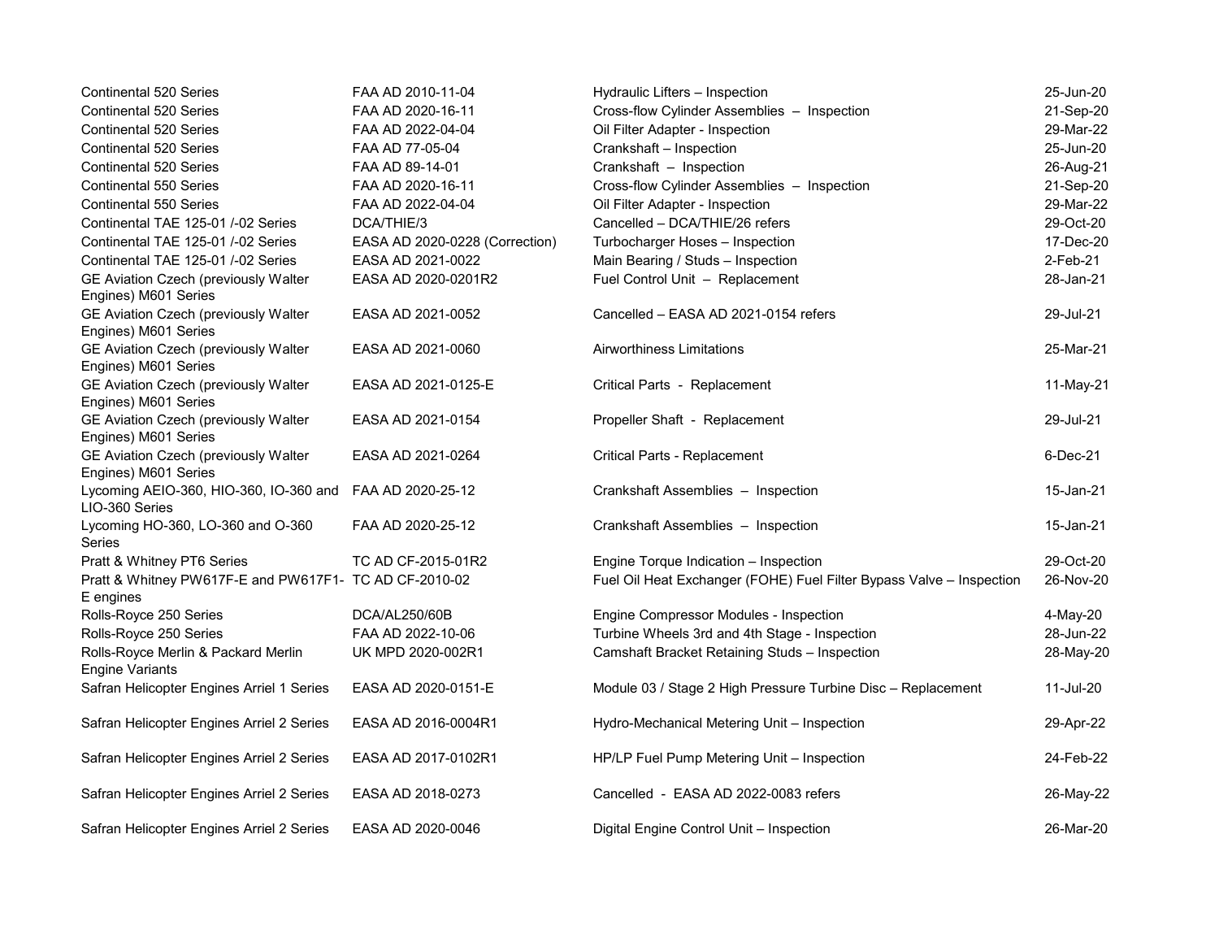| | | | |
|---|---|---|---|
| Continental 520 Series | FAA AD 2010-11-04 | Hydraulic Lifters – Inspection | 25-Jun-20 |
| Continental 520 Series | FAA AD 2020-16-11 | Cross-flow Cylinder Assemblies – Inspection | 21-Sep-20 |
| Continental 520 Series | FAA AD 2022-04-04 | Oil Filter Adapter - Inspection | 29-Mar-22 |
| Continental 520 Series | FAA AD 77-05-04 | Crankshaft – Inspection | 25-Jun-20 |
| Continental 520 Series | FAA AD 89-14-01 | Crankshaft – Inspection | 26-Aug-21 |
| Continental 550 Series | FAA AD 2020-16-11 | Cross-flow Cylinder Assemblies – Inspection | 21-Sep-20 |
| Continental 550 Series | FAA AD 2022-04-04 | Oil Filter Adapter - Inspection | 29-Mar-22 |
| Continental TAE 125-01 /-02 Series | DCA/THIE/3 | Cancelled – DCA/THIE/26 refers | 29-Oct-20 |
| Continental TAE 125-01 /-02 Series | EASA AD 2020-0228 (Correction) | Turbocharger Hoses – Inspection | 17-Dec-20 |
| Continental TAE 125-01 /-02 Series | EASA AD 2021-0022 | Main Bearing / Studs – Inspection | 2-Feb-21 |
| GE Aviation Czech (previously Walter Engines) M601 Series | EASA AD 2020-0201R2 | Fuel Control Unit – Replacement | 28-Jan-21 |
| GE Aviation Czech (previously Walter Engines) M601 Series | EASA AD 2021-0052 | Cancelled – EASA AD 2021-0154 refers | 29-Jul-21 |
| GE Aviation Czech (previously Walter Engines) M601 Series | EASA AD 2021-0060 | Airworthiness Limitations | 25-Mar-21 |
| GE Aviation Czech (previously Walter Engines) M601 Series | EASA AD 2021-0125-E | Critical Parts - Replacement | 11-May-21 |
| GE Aviation Czech (previously Walter Engines) M601 Series | EASA AD 2021-0154 | Propeller Shaft - Replacement | 29-Jul-21 |
| GE Aviation Czech (previously Walter Engines) M601 Series | EASA AD 2021-0264 | Critical Parts - Replacement | 6-Dec-21 |
| Lycoming AEIO-360, HIO-360, IO-360 and LIO-360 Series | FAA AD 2020-25-12 | Crankshaft Assemblies – Inspection | 15-Jan-21 |
| Lycoming HO-360, LO-360 and O-360 Series | FAA AD 2020-25-12 | Crankshaft Assemblies – Inspection | 15-Jan-21 |
| Pratt & Whitney PT6 Series | TC AD CF-2015-01R2 | Engine Torque Indication – Inspection | 29-Oct-20 |
| Pratt & Whitney PW617F-E and PW617F1-E engines | TC AD CF-2010-02 | Fuel Oil Heat Exchanger (FOHE) Fuel Filter Bypass Valve – Inspection | 26-Nov-20 |
| Rolls-Royce 250 Series | DCA/AL250/60B | Engine Compressor Modules - Inspection | 4-May-20 |
| Rolls-Royce 250 Series | FAA AD 2022-10-06 | Turbine Wheels 3rd and 4th Stage - Inspection | 28-Jun-22 |
| Rolls-Royce Merlin & Packard Merlin Engine Variants | UK MPD 2020-002R1 | Camshaft Bracket Retaining Studs – Inspection | 28-May-20 |
| Safran Helicopter Engines Arriel 1 Series | EASA AD 2020-0151-E | Module 03 / Stage 2 High Pressure Turbine Disc – Replacement | 11-Jul-20 |
| Safran Helicopter Engines Arriel 2 Series | EASA AD 2016-0004R1 | Hydro-Mechanical Metering Unit – Inspection | 29-Apr-22 |
| Safran Helicopter Engines Arriel 2 Series | EASA AD 2017-0102R1 | HP/LP Fuel Pump Metering Unit – Inspection | 24-Feb-22 |
| Safran Helicopter Engines Arriel 2 Series | EASA AD 2018-0273 | Cancelled - EASA AD 2022-0083 refers | 26-May-22 |
| Safran Helicopter Engines Arriel 2 Series | EASA AD 2020-0046 | Digital Engine Control Unit – Inspection | 26-Mar-20 |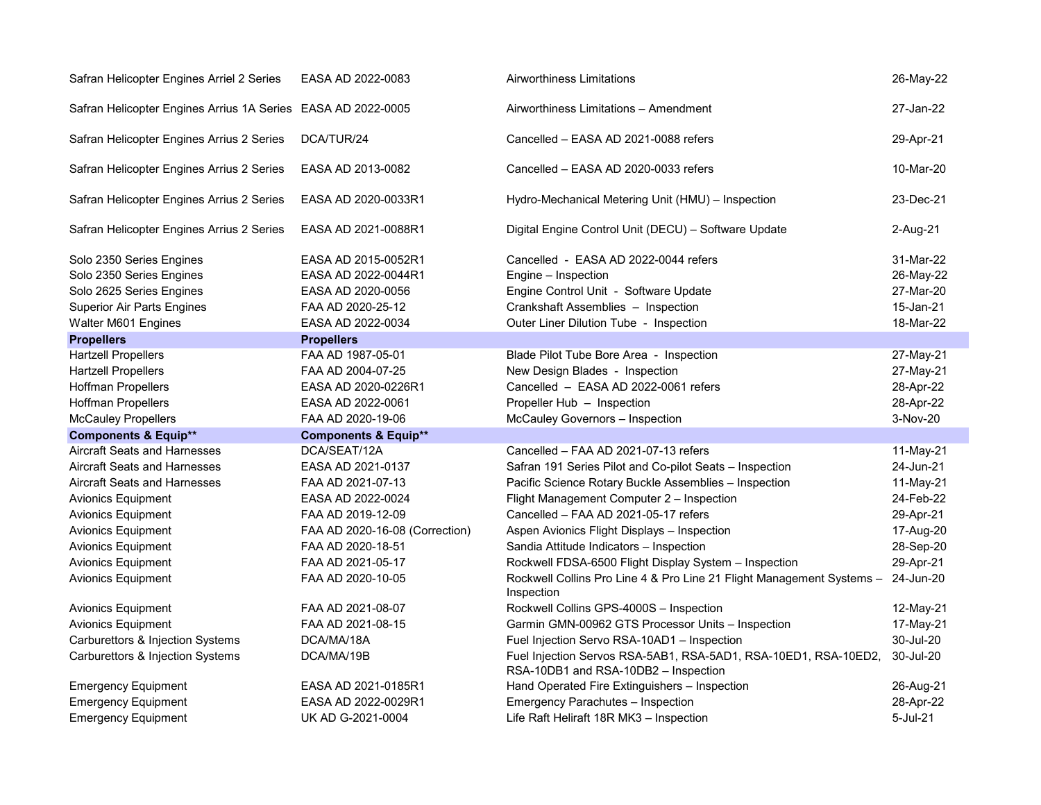| | | | |
|---|---|---|---|
| Safran Helicopter Engines Arriel 2 Series | EASA AD 2022-0083 | Airworthiness Limitations | 26-May-22 |
| Safran Helicopter Engines Arrius 1A Series | EASA AD 2022-0005 | Airworthiness Limitations – Amendment | 27-Jan-22 |
| Safran Helicopter Engines Arrius 2 Series | DCA/TUR/24 | Cancelled – EASA AD 2021-0088 refers | 29-Apr-21 |
| Safran Helicopter Engines Arrius 2 Series | EASA AD 2013-0082 | Cancelled – EASA AD 2020-0033 refers | 10-Mar-20 |
| Safran Helicopter Engines Arrius 2 Series | EASA AD 2020-0033R1 | Hydro-Mechanical Metering Unit (HMU) – Inspection | 23-Dec-21 |
| Safran Helicopter Engines Arrius 2 Series | EASA AD 2021-0088R1 | Digital Engine Control Unit (DECU) – Software Update | 2-Aug-21 |
| Solo 2350 Series Engines | EASA AD 2015-0052R1 | Cancelled - EASA AD 2022-0044 refers | 31-Mar-22 |
| Solo 2350 Series Engines | EASA AD 2022-0044R1 | Engine – Inspection | 26-May-22 |
| Solo 2625 Series Engines | EASA AD 2020-0056 | Engine Control Unit - Software Update | 27-Mar-20 |
| Superior Air Parts Engines | FAA AD 2020-25-12 | Crankshaft Assemblies – Inspection | 15-Jan-21 |
| Walter M601 Engines | EASA AD 2022-0034 | Outer Liner Dilution Tube - Inspection | 18-Mar-22 |
| **Propellers** | **Propellers** | | |
| Hartzell Propellers | FAA AD 1987-05-01 | Blade Pilot Tube Bore Area - Inspection | 27-May-21 |
| Hartzell Propellers | FAA AD 2004-07-25 | New Design Blades - Inspection | 27-May-21 |
| Hoffman Propellers | EASA AD 2020-0226R1 | Cancelled – EASA AD 2022-0061 refers | 28-Apr-22 |
| Hoffman Propellers | EASA AD 2022-0061 | Propeller Hub – Inspection | 28-Apr-22 |
| McCauley Propellers | FAA AD 2020-19-06 | McCauley Governors – Inspection | 3-Nov-20 |
| **Components & Equip**** | **Components & Equip**** | | |
| Aircraft Seats and Harnesses | DCA/SEAT/12A | Cancelled – FAA AD 2021-07-13 refers | 11-May-21 |
| Aircraft Seats and Harnesses | EASA AD 2021-0137 | Safran 191 Series Pilot and Co-pilot Seats – Inspection | 24-Jun-21 |
| Aircraft Seats and Harnesses | FAA AD 2021-07-13 | Pacific Science Rotary Buckle Assemblies – Inspection | 11-May-21 |
| Avionics Equipment | EASA AD 2022-0024 | Flight Management Computer 2 – Inspection | 24-Feb-22 |
| Avionics Equipment | FAA AD 2019-12-09 | Cancelled – FAA AD 2021-05-17 refers | 29-Apr-21 |
| Avionics Equipment | FAA AD 2020-16-08 (Correction) | Aspen Avionics Flight Displays – Inspection | 17-Aug-20 |
| Avionics Equipment | FAA AD 2020-18-51 | Sandia Attitude Indicators – Inspection | 28-Sep-20 |
| Avionics Equipment | FAA AD 2021-05-17 | Rockwell FDSA-6500 Flight Display System – Inspection | 29-Apr-21 |
| Avionics Equipment | FAA AD 2020-10-05 | Rockwell Collins Pro Line 4 & Pro Line 21 Flight Management Systems – Inspection | 24-Jun-20 |
| Avionics Equipment | FAA AD 2021-08-07 | Rockwell Collins GPS-4000S – Inspection | 12-May-21 |
| Avionics Equipment | FAA AD 2021-08-15 | Garmin GMN-00962 GTS Processor Units – Inspection | 17-May-21 |
| Carburettors & Injection Systems | DCA/MA/18A | Fuel Injection Servo RSA-10AD1 – Inspection | 30-Jul-20 |
| Carburettors & Injection Systems | DCA/MA/19B | Fuel Injection Servos RSA-5AB1, RSA-5AD1, RSA-10ED1, RSA-10ED2, RSA-10DB1 and RSA-10DB2 – Inspection | 30-Jul-20 |
| Emergency Equipment | EASA AD 2021-0185R1 | Hand Operated Fire Extinguishers – Inspection | 26-Aug-21 |
| Emergency Equipment | EASA AD 2022-0029R1 | Emergency Parachutes – Inspection | 28-Apr-22 |
| Emergency Equipment | UK AD G-2021-0004 | Life Raft Heliraft 18R MK3 – Inspection | 5-Jul-21 |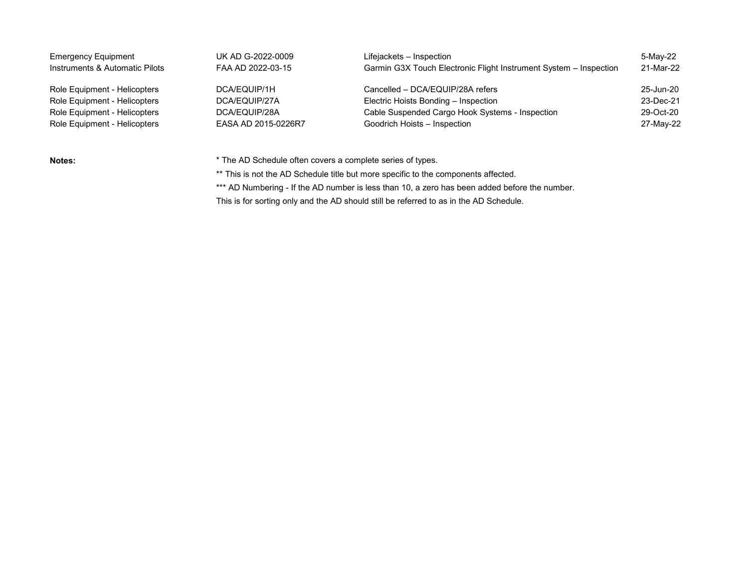| | | | |
|---|---|---|---|
| Emergency Equipment | UK AD G-2022-0009 | Lifejackets – Inspection | 5-May-22 |
| Instruments & Automatic Pilots | FAA AD 2022-03-15 | Garmin G3X Touch Electronic Flight Instrument System – Inspection | 21-Mar-22 |
| Role Equipment - Helicopters | DCA/EQUIP/1H | Cancelled – DCA/EQUIP/28A refers | 25-Jun-20 |
| Role Equipment - Helicopters | DCA/EQUIP/27A | Electric Hoists Bonding – Inspection | 23-Dec-21 |
| Role Equipment - Helicopters | DCA/EQUIP/28A | Cable Suspended Cargo Hook Systems - Inspection | 29-Oct-20 |
| Role Equipment - Helicopters | EASA AD 2015-0226R7 | Goodrich Hoists – Inspection | 27-May-22 |

**Notes:**

* The AD Schedule often covers a complete series of types.

** This is not the AD Schedule title but more specific to the components affected.

*** AD Numbering - If the AD number is less than 10, a zero has been added before the number.

This is for sorting only and the AD should still be referred to as in the AD Schedule.